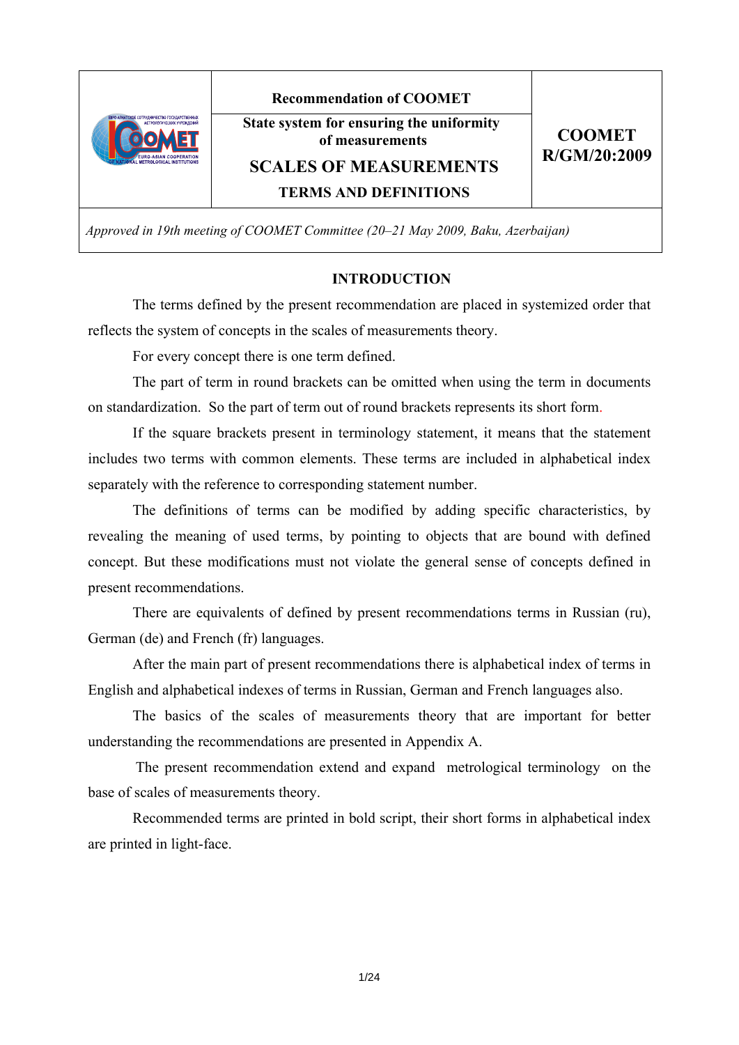| | **Recommendation of COOMET** | **COOMET R/GM/20:2009** |
|---|---|---|
| | **State system for ensuring the uniformity of measurements** **SCALES OF MEASUREMENTS** **TERMS AND DEFINITIONS** | |

*Approved in 19th meeting of COOMET Committee (20–21 May 2009, Baku, Azerbaijan)*

## INTRODUCTION

The terms defined by the present recommendation are placed in systemized order that reflects the system of concepts in the scales of measurements theory.

For every concept there is one term defined.

The part of term in round brackets can be omitted when using the term in documents on standardization. So the part of term out of round brackets represents its short form.

If the square brackets present in terminology statement, it means that the statement includes two terms with common elements. These terms are included in alphabetical index separately with the reference to corresponding statement number.

The definitions of terms can be modified by adding specific characteristics, by revealing the meaning of used terms, by pointing to objects that are bound with defined concept. But these modifications must not violate the general sense of concepts defined in present recommendations.

There are equivalents of defined by present recommendations terms in Russian (ru), German (de) and French (fr) languages.

After the main part of present recommendations there is alphabetical index of terms in English and alphabetical indexes of terms in Russian, German and French languages also.

The basics of the scales of measurements theory that are important for better understanding the recommendations are presented in Appendix A.

The present recommendation extend and expand metrological terminology on the base of scales of measurements theory.

Recommended terms are printed in bold script, their short forms in alphabetical index are printed in light-face.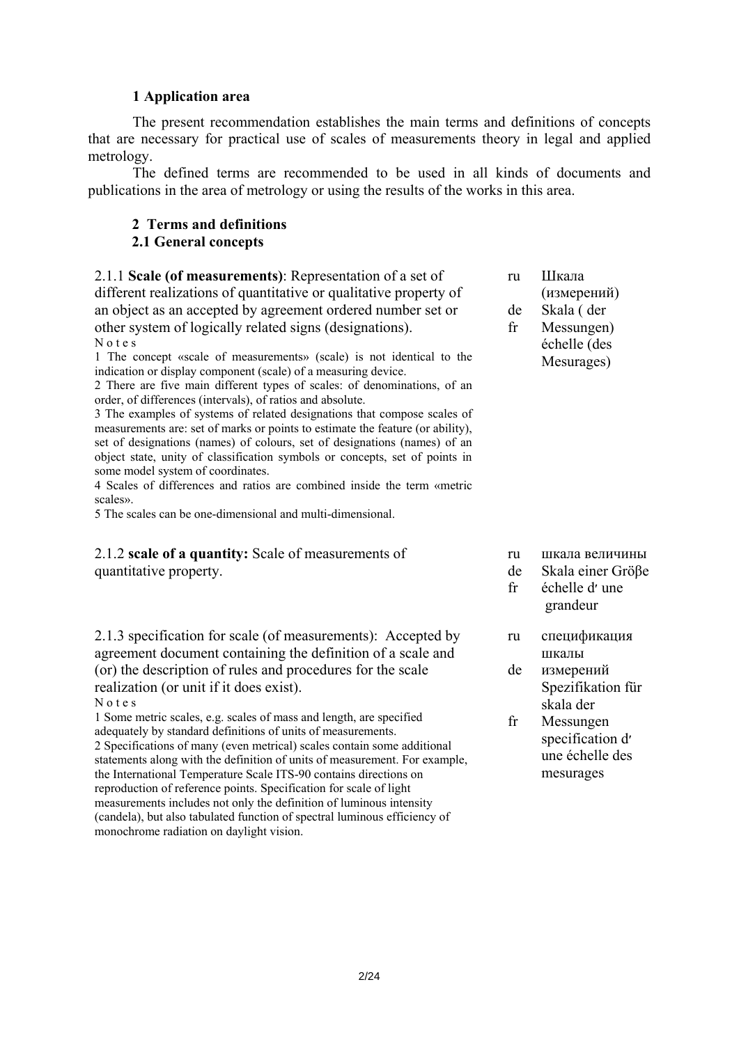### 1 Application area

The present recommendation establishes the main terms and definitions of concepts that are necessary for practical use of scales of measurements theory in legal and applied metrology.

The defined terms are recommended to be used in all kinds of documents and publications in the area of metrology or using the results of the works in this area.

### 2 Terms and definitions

### 2.1 General concepts

2.1.1 **Scale (of measurements)**: Representation of a set of different realizations of quantitative or qualitative property of an object as an accepted by agreement ordered number set or other system of logically related signs (designations).

N o t e s

1 The concept «scale of measurements» (scale) is not identical to the indication or display component (scale) of a measuring device.

2 There are five main different types of scales: of denominations, of an order, of differences (intervals), of ratios and absolute.

3 The examples of systems of related designations that compose scales of measurements are: set of marks or points to estimate the feature (or ability), set of designations (names) of colours, set of designations (names) of an object state, unity of classification symbols or concepts, set of points in some model system of coordinates.

4 Scales of differences and ratios are combined inside the term «metric scales».

5 The scales can be one-dimensional and multi-dimensional.

ru Шкала (измерений)
de Skala ( der Messungen)
fr échelle (des Mesurages)

2.1.2 **scale of a quantity:** Scale of measurements of quantitative property.

ru шкала величины
de Skala einer Gröβe
fr échelle d′ une grandeur

2.1.3 specification for scale (of measurements): Accepted by agreement document containing the definition of a scale and (or) the description of rules and procedures for the scale realization (or unit if it does exist).

N o t e s

1 Some metric scales, e.g. scales of mass and length, are specified adequately by standard definitions of units of measurements.

2 Specifications of many (even metrical) scales contain some additional statements along with the definition of units of measurement. For example, the International Temperature Scale ITS-90 contains directions on reproduction of reference points. Specification for scale of light measurements includes not only the definition of luminous intensity (candela), but also tabulated function of spectral luminous efficiency of monochrome radiation on daylight vision.

ru спецификация шкалы измерений
de Spezifikation für skala der Messungen
fr specification d′ une échelle des mesurages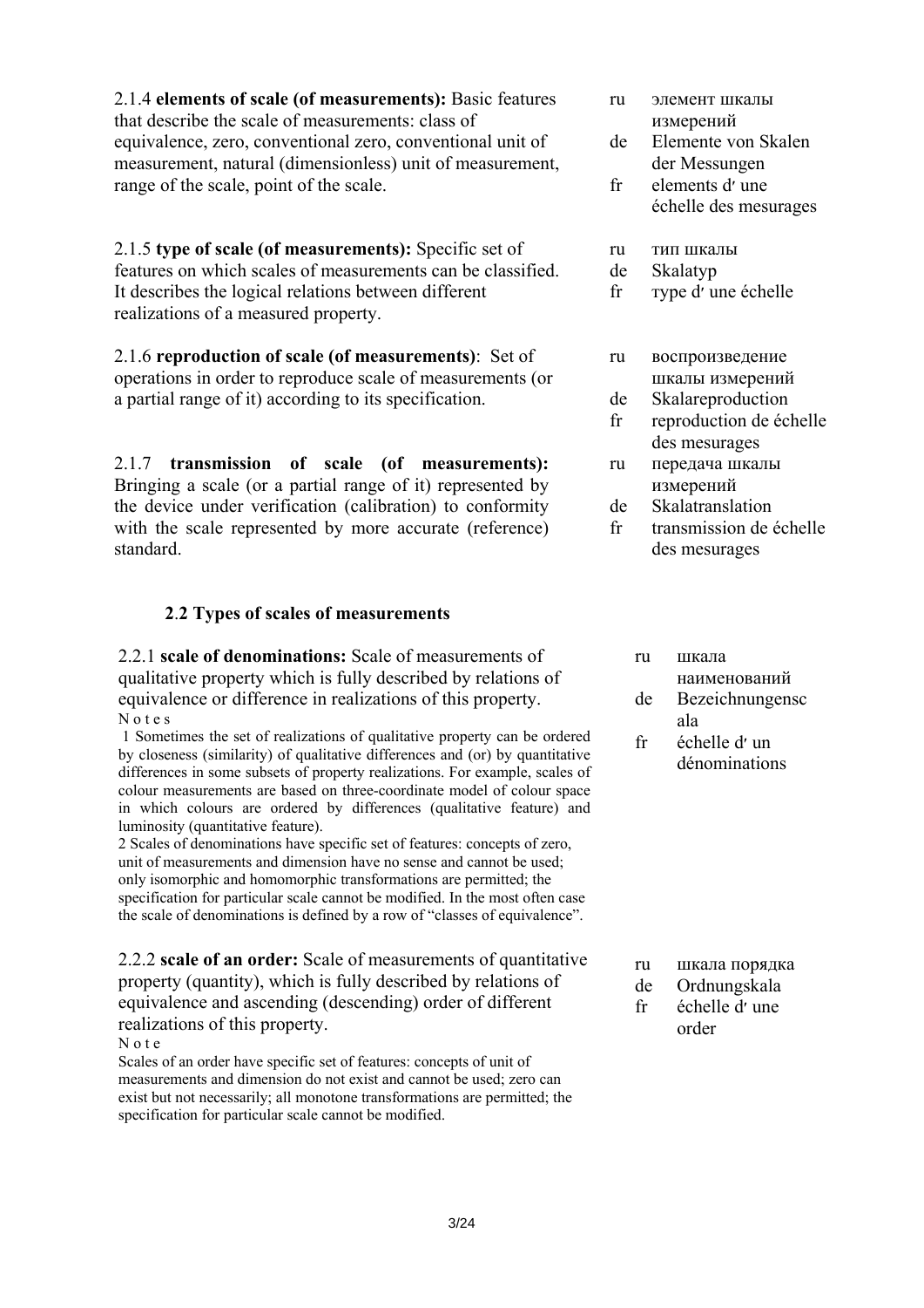2.1.4 **elements of scale (of measurements):** Basic features that describe the scale of measurements: class of equivalence, zero, conventional zero, conventional unit of measurement, natural (dimensionless) unit of measurement, range of the scale, point of the scale.

ru элемент шкалы измерений
de Elemente von Skalen der Messungen
fr elements d′ une échelle des mesurages

2.1.5 **type of scale (of measurements):** Specific set of features on which scales of measurements can be classified. It describes the logical relations between different realizations of a measured property.

ru тип шкалы
de Skalatyp
fr тype d′ une échelle

2.1.6 **reproduction of scale (of measurements)**: Set of operations in order to reproduce scale of measurements (or a partial range of it) according to its specification.

ru воспроизведение шкалы измерений
de Skalareproduction
fr reproduction de échelle des mesurages

2.1.7 **transmission of scale (of measurements):** Bringing a scale (or a partial range of it) represented by the device under verification (calibration) to conformity with the scale represented by more accurate (reference) standard.

ru передача шкалы измерений
de Skalatranslation
fr transmission de échelle des mesurages

## 2.2 Types of scales of measurements

2.2.1 **scale of denominations:** Scale of measurements of qualitative property which is fully described by relations of equivalence or difference in realizations of this property.

N o t e s

1 Sometimes the set of realizations of qualitative property can be ordered by closeness (similarity) of qualitative differences and (or) by quantitative differences in some subsets of property realizations. For example, scales of colour measurements are based on three-coordinate model of colour space in which colours are ordered by differences (qualitative feature) and luminosity (quantitative feature).

2 Scales of denominations have specific set of features: concepts of zero, unit of measurements and dimension have no sense and cannot be used; only isomorphic and homomorphic transformations are permitted; the specification for particular scale cannot be modified. In the most often case the scale of denominations is defined by a row of “classes of equivalence”.

ru шкала наименований
de Bezeichnungenscala
fr échelle d′ un dénominations

2.2.2 **scale of an order:** Scale of measurements of quantitative property (quantity), which is fully described by relations of equivalence and ascending (descending) order of different realizations of this property.

N o t e

Scales of an order have specific set of features: concepts of unit of measurements and dimension do not exist and cannot be used; zero can exist but not necessarily; all monotone transformations are permitted; the specification for particular scale cannot be modified.

ru шкала порядка
de Ordnungskala
fr échelle d′ une order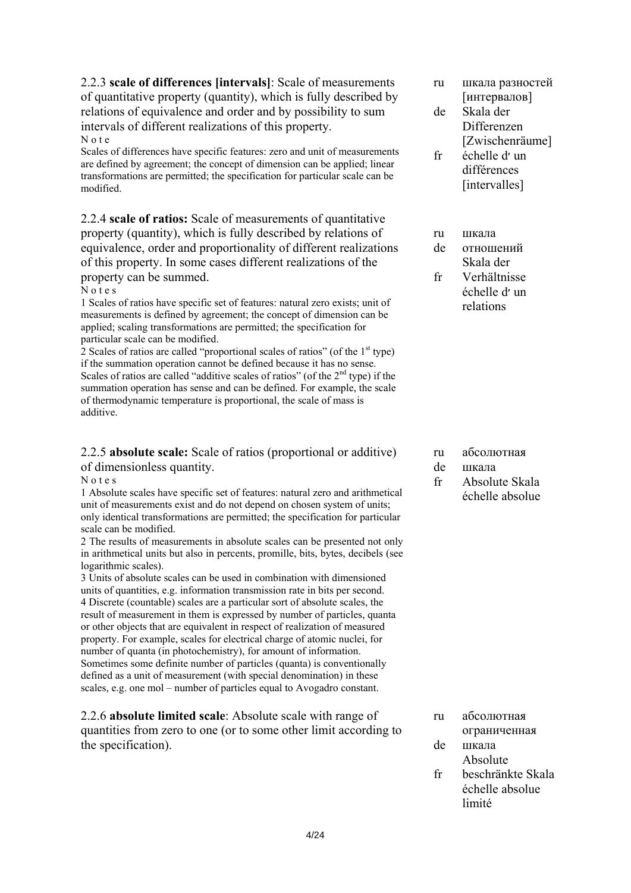2.2.3 **scale of differences [intervals]**: Scale of measurements of quantitative property (quantity), which is fully described by relations of equivalence and order and by possibility to sum intervals of different realizations of this property.

N o t e

Scales of differences have specific features: zero and unit of measurements are defined by agreement; the concept of dimension can be applied; linear transformations are permitted; the specification for particular scale can be modified.

ru шкала разностей [интервалов]
de Skala der Differenzen [Zwischenräume]
fr échelle d′ un différences [intervalles]

2.2.4 **scale of ratios:** Scale of measurements of quantitative property (quantity), which is fully described by relations of equivalence, order and proportionality of different realizations of this property. In some cases different realizations of the property can be summed.

N o t e s

1 Scales of ratios have specific set of features: natural zero exists; unit of measurements is defined by agreement; the concept of dimension can be applied; scaling transformations are permitted; the specification for particular scale can be modified.

2 Scales of ratios are called "proportional scales of ratios" (of the 1st type) if the summation operation cannot be defined because it has no sense. Scales of ratios are called "additive scales of ratios" (of the 2nd type) if the summation operation has sense and can be defined. For example, the scale of thermodynamic temperature is proportional, the scale of mass is additive.

ru шкала отношений
de Skala der Verhältnisse
fr échelle d′ un relations

2.2.5 **absolute scale:** Scale of ratios (proportional or additive) of dimensionless quantity.

N o t e s

1 Absolute scales have specific set of features: natural zero and arithmetical unit of measurements exist and do not depend on chosen system of units; only identical transformations are permitted; the specification for particular scale can be modified.

2 The results of measurements in absolute scales can be presented not only in arithmetical units but also in percents, promille, bits, bytes, decibels (see logarithmic scales).

3 Units of absolute scales can be used in combination with dimensioned units of quantities, e.g. information transmission rate in bits per second.

4 Discrete (countable) scales are a particular sort of absolute scales, the result of measurement in them is expressed by number of particles, quanta or other objects that are equivalent in respect of realization of measured property. For example, scales for electrical charge of atomic nuclei, for number of quanta (in photochemistry), for amount of information. Sometimes some definite number of particles (quanta) is conventionally defined as a unit of measurement (with special denomination) in these scales, e.g. one mol – number of particles equal to Avogadro constant.

ru абсолютная шкала
de Absolute Skala
fr échelle absolue

2.2.6 **absolute limited scale**: Absolute scale with range of quantities from zero to one (or to some other limit according to the specification).

ru абсолютная ограниченная шкала
de Absolute beschränkte Skala
fr échelle absolue limité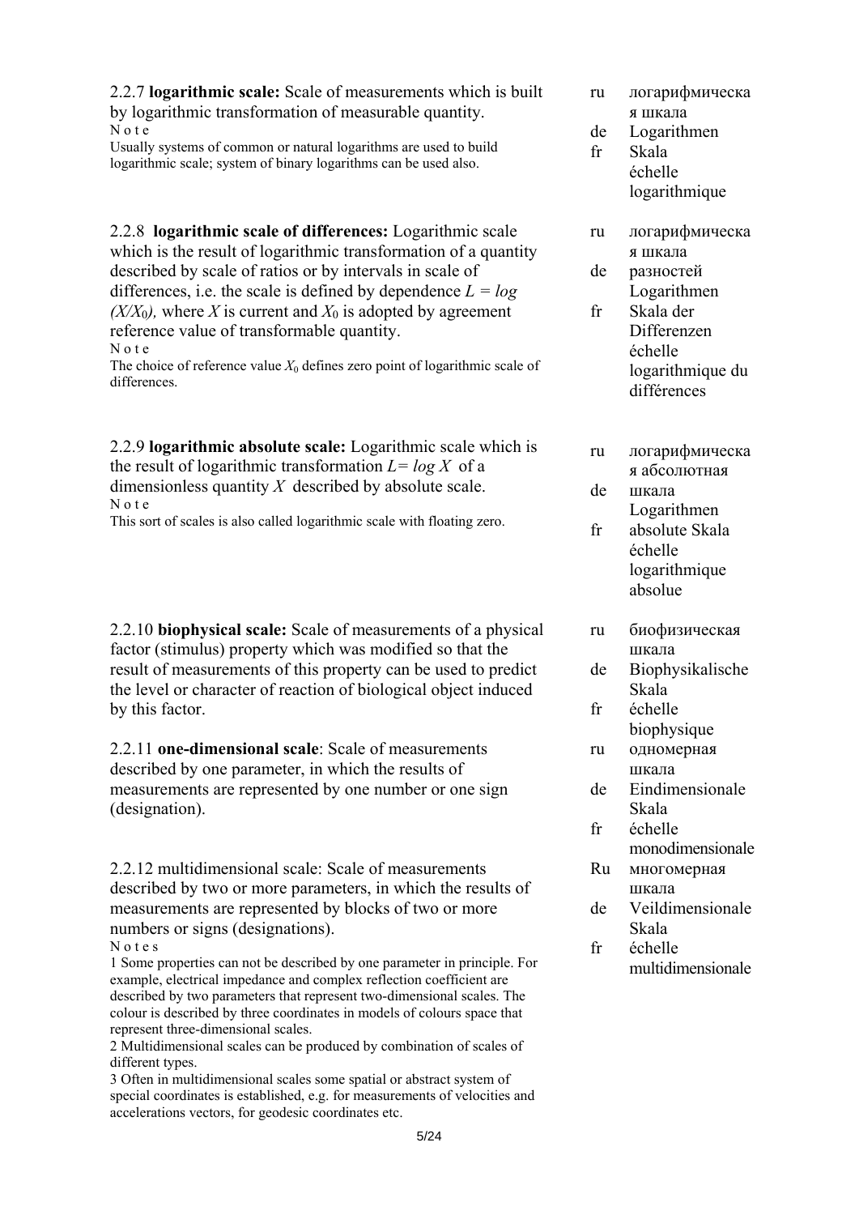2.2.7 **logarithmic scale:** Scale of measurements which is built by logarithmic transformation of measurable quantity.

Note

Usually systems of common or natural logarithms are used to build logarithmic scale; system of binary logarithms can be used also.

ru логарифмическая шкала
de Logarithmen Skala
fr échelle logarithmique

2.2.8 **logarithmic scale of differences:** Logarithmic scale which is the result of logarithmic transformation of a quantity described by scale of ratios or by intervals in scale of differences, i.e. the scale is defined by dependence $L = log (X/X_0)$, where $X$ is current and $X_0$ is adopted by agreement reference value of transformable quantity.

Note

The choice of reference value $X_0$ defines zero point of logarithmic scale of differences.

ru логарифмическая шкала разностей
de Logarithmen Skala der Differenzen
fr échelle logarithmique du différences

2.2.9 **logarithmic absolute scale:** Logarithmic scale which is the result of logarithmic transformation $L= log X$ of a dimensionless quantity $X$ described by absolute scale.

Note

This sort of scales is also called logarithmic scale with floating zero.

ru логарифмическая абсолютная шкала
de Logarithmen absolute Skala
fr échelle logarithmique absolue

2.2.10 **biophysical scale:** Scale of measurements of a physical factor (stimulus) property which was modified so that the result of measurements of this property can be used to predict the level or character of reaction of biological object induced by this factor.

ru биофизическая шкала
de Biophysikalische Skala
fr échelle biophysique

2.2.11 **one-dimensional scale**: Scale of measurements described by one parameter, in which the results of measurements are represented by one number or one sign (designation).

ru одномерная шкала
de Eindimensionale Skala
fr échelle monodimensionale

2.2.12 multidimensional scale: Scale of measurements described by two or more parameters, in which the results of measurements are represented by blocks of two or more numbers or signs (designations).

Notes

1 Some properties can not be described by one parameter in principle. For example, electrical impedance and complex reflection coefficient are described by two parameters that represent two-dimensional scales. The colour is described by three coordinates in models of colours space that represent three-dimensional scales.

2 Multidimensional scales can be produced by combination of scales of different types.

3 Often in multidimensional scales some spatial or abstract system of special coordinates is established, e.g. for measurements of velocities and accelerations vectors, for geodesic coordinates etc.

Ru многомерная шкала
de Veildimensionale Skala
fr échelle multidimensionale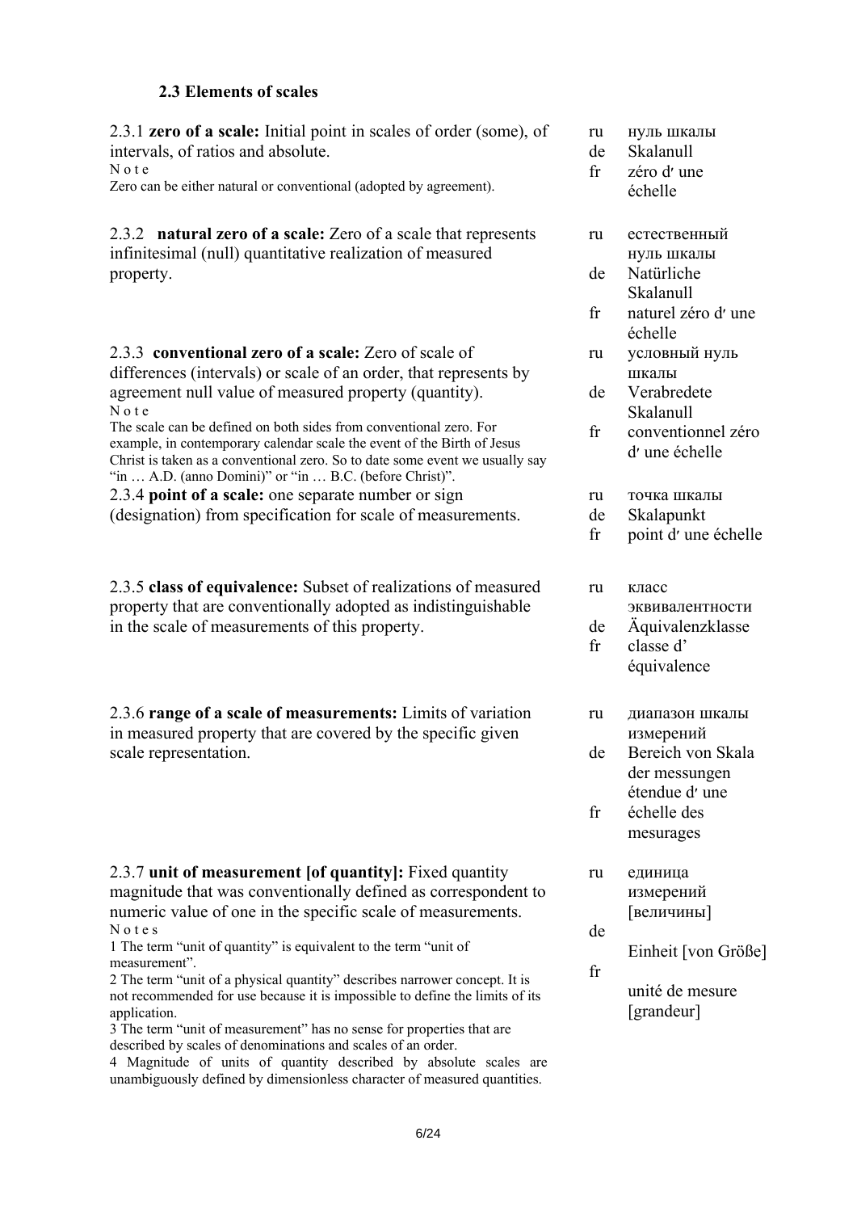### 2.3 Elements of scales

2.3.1 **zero of a scale:** Initial point in scales of order (some), of intervals, of ratios and absolute.

N o t e

Zero can be either natural or conventional (adopted by agreement).

ru нуль шкалы
de Skalanull
fr zéro dʹ une échelle

2.3.2 **natural zero of a scale:** Zero of a scale that represents infinitesimal (null) quantitative realization of measured property.

ru естественный нуль шкалы
de Natürliche Skalanull
fr naturel zéro dʹ une échelle

2.3.3 **conventional zero of a scale:** Zero of scale of differences (intervals) or scale of an order, that represents by agreement null value of measured property (quantity).

N o t e

The scale can be defined on both sides from conventional zero. For example, in contemporary calendar scale the event of the Birth of Jesus Christ is taken as a conventional zero. So to date some event we usually say "in … A.D. (anno Domini)" or "in … B.C. (before Christ)".

ru условный нуль шкалы
de Verabredete Skalanull
fr conventionnel zéro dʹ une échelle

2.3.4 **point of a scale:** one separate number or sign (designation) from specification for scale of measurements.

ru точка шкалы
de Skalapunkt
fr point dʹ une échelle

2.3.5 **class of equivalence:** Subset of realizations of measured property that are conventionally adopted as indistinguishable in the scale of measurements of this property.

ru класс эквивалентности
de Äquivalenzklasse
fr classe d' équivalence

2.3.6 **range of a scale of measurements:** Limits of variation in measured property that are covered by the specific given scale representation.

ru диапазон шкалы измерений
de Bereich von Skala der messungen
fr étendue dʹ une échelle des mesurages

2.3.7 **unit of measurement [of quantity]:** Fixed quantity magnitude that was conventionally defined as correspondent to numeric value of one in the specific scale of measurements.

N o t e s

1 The term "unit of quantity" is equivalent to the term "unit of measurement".

2 The term "unit of a physical quantity" describes narrower concept. It is not recommended for use because it is impossible to define the limits of its application.

3 The term "unit of measurement" has no sense for properties that are described by scales of denominations and scales of an order.

4 Magnitude of units of quantity described by absolute scales are unambiguously defined by dimensionless character of measured quantities.

ru единица измерений [величины]
de Einheit [von Größe]
fr unité de mesure [grandeur]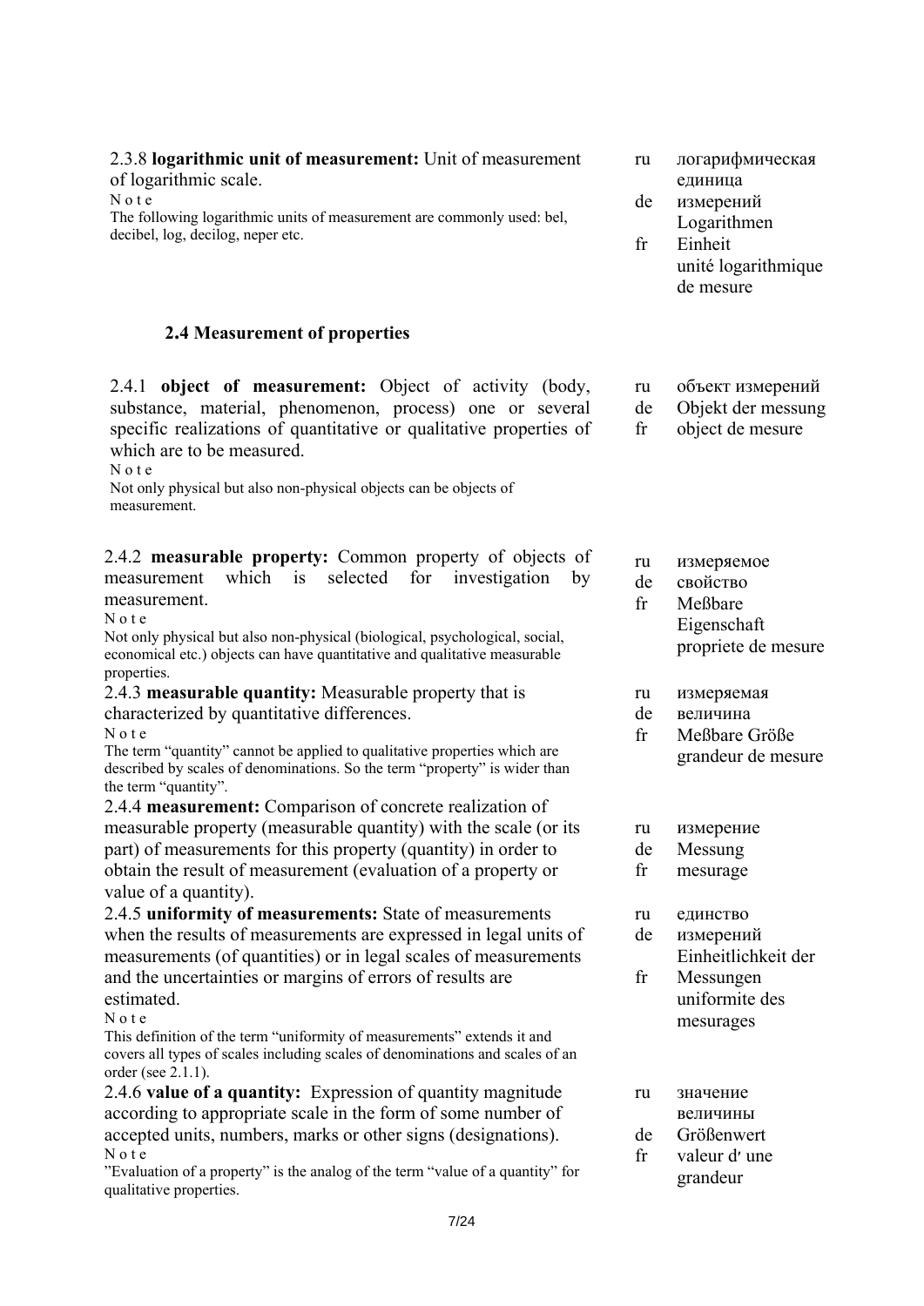2.3.8 **logarithmic unit of measurement:** Unit of measurement of logarithmic scale.

Note

The following logarithmic units of measurement are commonly used: bel, decibel, log, decilog, neper etc.

ru логарифмическая единица измерений
de Einheit Logarithmen
fr unité logarithmique de mesure

### 2.4 Measurement of properties

2.4.1 **object of measurement:** Object of activity (body, substance, material, phenomenon, process) one or several specific realizations of quantitative or qualitative properties of which are to be measured.

Note

Not only physical but also non-physical objects can be objects of measurement.

ru объект измерений
de Objekt der messung
fr object de mesure

2.4.2 **measurable property:** Common property of objects of measurement which is selected for investigation by measurement.

Note

Not only physical but also non-physical (biological, psychological, social, economical etc.) objects can have quantitative and qualitative measurable properties.

ru измеряемое свойство
de Meßbare Eigenschaft
fr propriete de mesure

2.4.3 **measurable quantity:** Measurable property that is characterized by quantitative differences.

Note

The term "quantity" cannot be applied to qualitative properties which are described by scales of denominations. So the term "property" is wider than the term "quantity".

ru измеряемая величина
de Meßbare Größe
fr grandeur de mesure

2.4.4 **measurement:** Comparison of concrete realization of measurable property (measurable quantity) with the scale (or its part) of measurements for this property (quantity) in order to obtain the result of measurement (evaluation of a property or value of a quantity).

ru измерение
de Messung
fr mesurage

2.4.5 **uniformity of measurements:** State of measurements when the results of measurements are expressed in legal units of measurements (of quantities) or in legal scales of measurements and the uncertainties or margins of errors of results are estimated.

Note

This definition of the term "uniformity of measurements" extends it and covers all types of scales including scales of denominations and scales of an order (see 2.1.1).

ru единство измерений
de Einheitlichkeit der Messungen
fr uniformite des mesurages

2.4.6 **value of a quantity:** Expression of quantity magnitude according to appropriate scale in the form of some number of accepted units, numbers, marks or other signs (designations).

Note

"Evaluation of a property" is the analog of the term "value of a quantity" for qualitative properties.

ru значение величины
de Größenwert
fr valeur dʹ une grandeur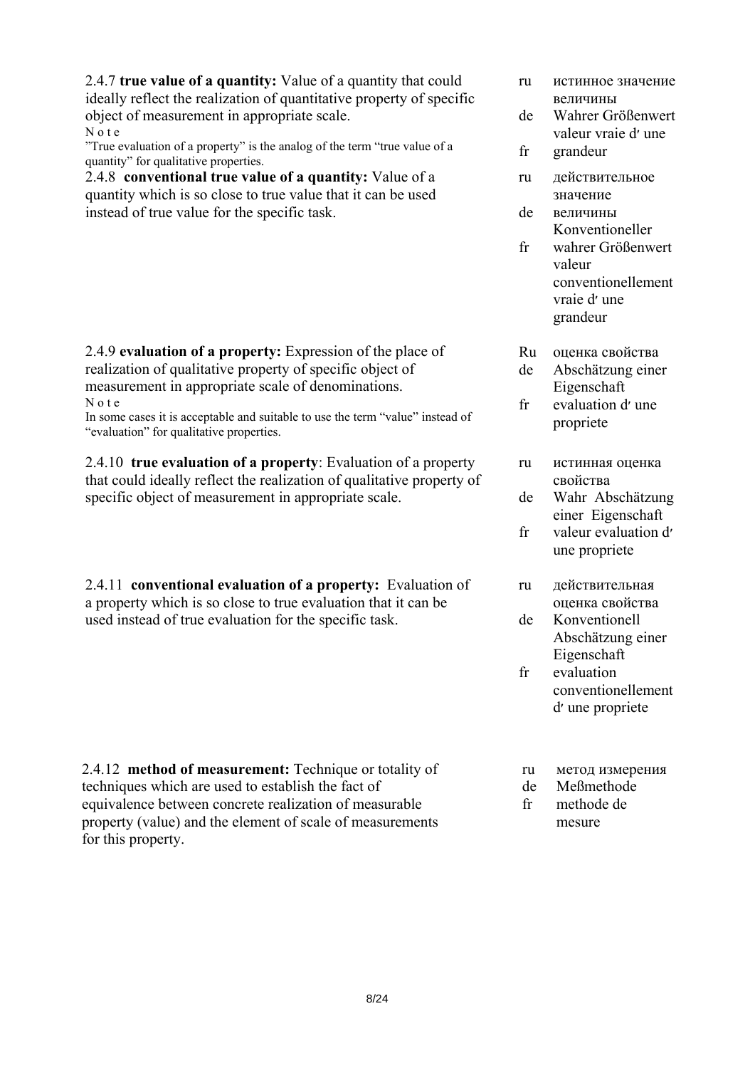2.4.7 **true value of a quantity:** Value of a quantity that could ideally reflect the realization of quantitative property of specific object of measurement in appropriate scale.

N o t e

"True evaluation of a property" is the analog of the term "true value of a quantity" for qualitative properties.

- ru истинное значение величины
- de Wahrer Größenwert
- fr valeur vraie dʼ une grandeur

2.4.8 **conventional true value of a quantity:** Value of a quantity which is so close to true value that it can be used instead of true value for the specific task.

- ru действительное значение величины
- de Konventioneller wahrer Größenwert
- fr valeur conventionellement vraie dʼ une grandeur

2.4.9 **evaluation of a property:** Expression of the place of realization of qualitative property of specific object of measurement in appropriate scale of denominations.

N o t e

In some cases it is acceptable and suitable to use the term "value" instead of "evaluation" for qualitative properties.

- Ru оценка свойства
- de Abschätzung einer Eigenschaft
- fr evaluation dʼ une propriete

2.4.10 **true evaluation of a property**: Evaluation of a property that could ideally reflect the realization of qualitative property of specific object of measurement in appropriate scale.

- ru истинная оценка свойства
- de Wahr Abschätzung einer Eigenschaft
- fr valeur evaluation dʼ une propriete

2.4.11 **conventional evaluation of a property:** Evaluation of a property which is so close to true evaluation that it can be used instead of true evaluation for the specific task.

- ru действительная оценка свойства
- de Konventionell Abschätzung einer Eigenschaft
- fr evaluation conventionellement dʼ une propriete

2.4.12 **method of measurement:** Technique or totality of techniques which are used to establish the fact of equivalence between concrete realization of measurable property (value) and the element of scale of measurements for this property.

- ru метод измерения
- de Meßmethode
- fr methode de mesure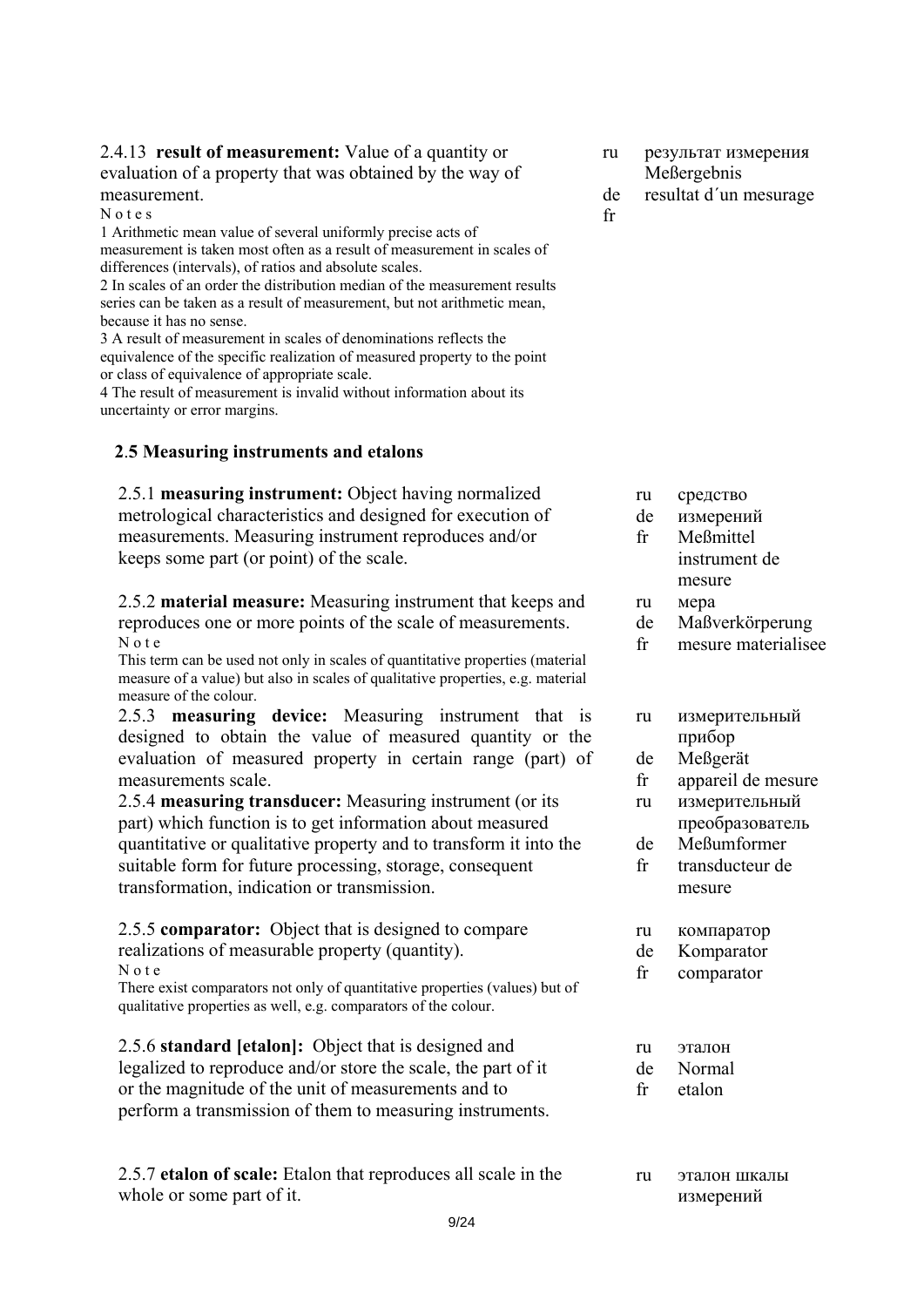2.4.13 **result of measurement:** Value of a quantity or evaluation of a property that was obtained by the way of measurement.

ru результат измерения
de Meßergebnis
fr resultat d´un mesurage

N o t e s

1 Arithmetic mean value of several uniformly precise acts of measurement is taken most often as a result of measurement in scales of differences (intervals), of ratios and absolute scales.

2 In scales of an order the distribution median of the measurement results series can be taken as a result of measurement, but not arithmetic mean, because it has no sense.

3 A result of measurement in scales of denominations reflects the equivalence of the specific realization of measured property to the point or class of equivalence of appropriate scale.

4 The result of measurement is invalid without information about its uncertainty or error margins.

## 2.5 Measuring instruments and etalons

2.5.1 **measuring instrument:** Object having normalized metrological characteristics and designed for execution of measurements. Measuring instrument reproduces and/or keeps some part (or point) of the scale.

ru средство измерений
de Meßmittel
fr instrument de mesure

2.5.2 **material measure:** Measuring instrument that keeps and reproduces one or more points of the scale of measurements.

ru мера
de Maßverkörperung
fr mesure materialisee

N o t e

This term can be used not only in scales of quantitative properties (material measure of a value) but also in scales of qualitative properties, e.g. material measure of the colour.

2.5.3 **measuring device:** Measuring instrument that is designed to obtain the value of measured quantity or the evaluation of measured property in certain range (part) of measurements scale.

ru измерительный прибор
de Meßgerät
fr appareil de mesure

2.5.4 **measuring transducer:** Measuring instrument (or its part) which function is to get information about measured quantitative or qualitative property and to transform it into the suitable form for future processing, storage, consequent transformation, indication or transmission.

ru измерительный преобразователь
de Meßumformer
fr transducteur de mesure

2.5.5 **comparator:** Object that is designed to compare realizations of measurable property (quantity).

ru компаратор
de Komparator
fr comparator

N o t e

There exist comparators not only of quantitative properties (values) but of qualitative properties as well, e.g. comparators of the colour.

2.5.6 **standard [etalon]:** Object that is designed and legalized to reproduce and/or store the scale, the part of it or the magnitude of the unit of measurements and to perform a transmission of them to measuring instruments.

ru эталон
de Normal
fr etalon

2.5.7 **etalon of scale:** Etalon that reproduces all scale in the whole or some part of it.

ru эталон шкалы измерений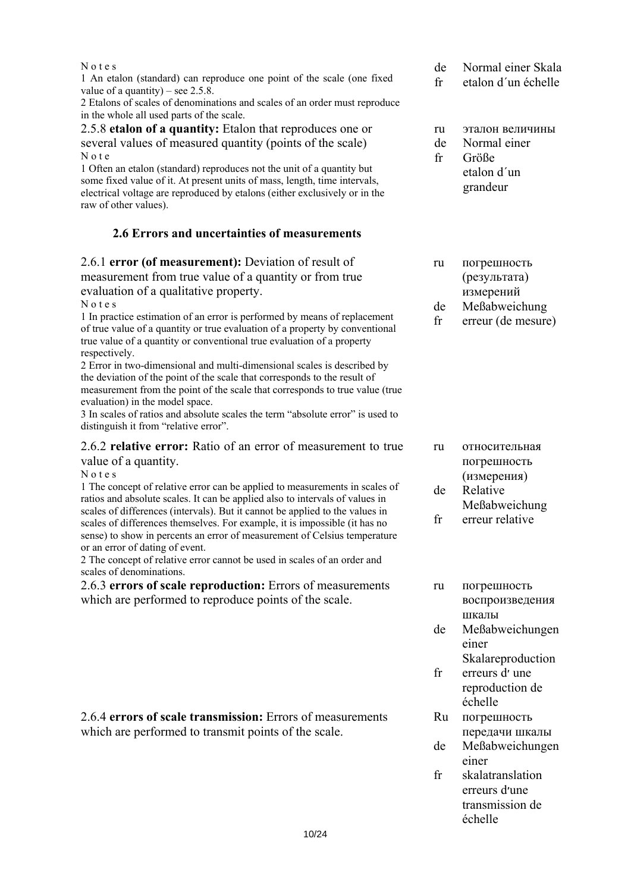N o t e s

1 An etalon (standard) can reproduce one point of the scale (one fixed value of a quantity) – see 2.5.8.

2 Etalons of scales of denominations and scales of an order must reproduce in the whole all used parts of the scale.

de Normal einer Skala
fr etalon d´un échelle

2.5.8 **etalon of a quantity:** Etalon that reproduces one or several values of measured quantity (points of the scale)

N o t e

1 Often an etalon (standard) reproduces not the unit of a quantity but some fixed value of it. At present units of mass, length, time intervals, electrical voltage are reproduced by etalons (either exclusively or in the raw of other values).

ru эталон величины
de Normal einer Größe
fr etalon d´un grandeur

## 2.6 Errors and uncertainties of measurements

2.6.1 **error (of measurement):** Deviation of result of measurement from true value of a quantity or from true evaluation of a qualitative property.

N o t e s

1 In practice estimation of an error is performed by means of replacement of true value of a quantity or true evaluation of a property by conventional true value of a quantity or conventional true evaluation of a property respectively.

2 Error in two-dimensional and multi-dimensional scales is described by the deviation of the point of the scale that corresponds to the result of measurement from the point of the scale that corresponds to true value (true evaluation) in the model space.

3 In scales of ratios and absolute scales the term “absolute error” is used to distinguish it from “relative error”.

ru погрешность (результата) измерений
de Meßabweichung
fr erreur (de mesure)

2.6.2 **relative error:** Ratio of an error of measurement to true value of a quantity.

N o t e s

1 The concept of relative error can be applied to measurements in scales of ratios and absolute scales. It can be applied also to intervals of values in scales of differences (intervals). But it cannot be applied to the values in scales of differences themselves. For example, it is impossible (it has no sense) to show in percents an error of measurement of Celsius temperature or an error of dating of event.

2 The concept of relative error cannot be used in scales of an order and scales of denominations.

ru относительная погрешность (измерения)
de Relative Meßabweichung
fr erreur relative

2.6.3 **errors of scale reproduction:** Errors of measurements which are performed to reproduce points of the scale.

ru погрешность воспроизведения шкалы
de Meßabweichungen einer Skalareproduction
fr erreurs d′ une reproduction de échelle

2.6.4 **errors of scale transmission:** Errors of measurements which are performed to transmit points of the scale.

Ru погрешность передачи шкалы
de Meßabweichungen einer skalatranslation
fr erreurs d′une transmission de échelle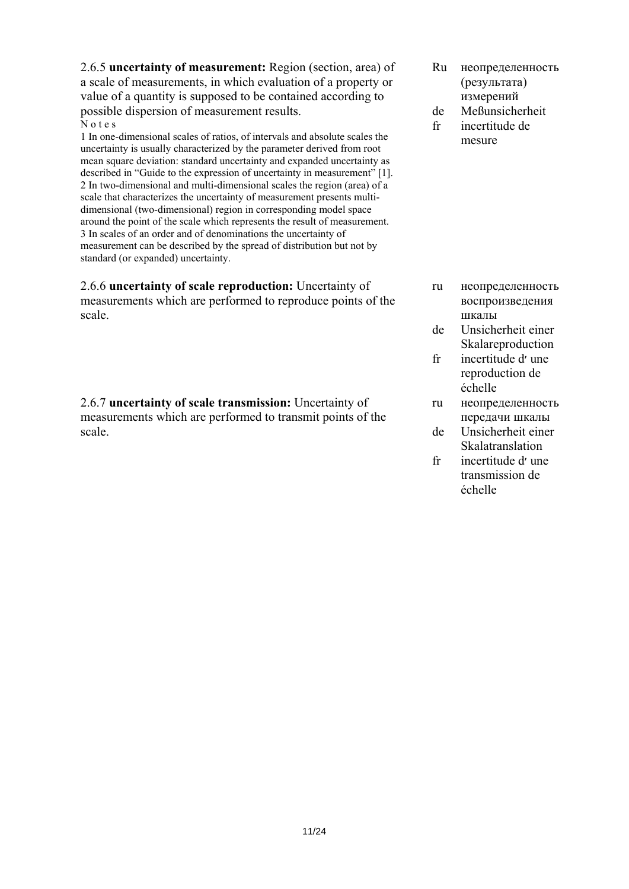2.6.5 **uncertainty of measurement:** Region (section, area) of a scale of measurements, in which evaluation of a property or value of a quantity is supposed to be contained according to possible dispersion of measurement results.

Ru неопределенность (результата) измерений
de Meßunsicherheit
fr incertitude de mesure

N o t e s

1 In one-dimensional scales of ratios, of intervals and absolute scales the uncertainty is usually characterized by the parameter derived from root mean square deviation: standard uncertainty and expanded uncertainty as described in "Guide to the expression of uncertainty in measurement" [1].

2 In two-dimensional and multi-dimensional scales the region (area) of a scale that characterizes the uncertainty of measurement presents multi-dimensional (two-dimensional) region in corresponding model space around the point of the scale which represents the result of measurement.

3 In scales of an order and of denominations the uncertainty of measurement can be described by the spread of distribution but not by standard (or expanded) uncertainty.

2.6.6 **uncertainty of scale reproduction:** Uncertainty of measurements which are performed to reproduce points of the scale.

ru неопределенность воспроизведения шкалы
de Unsicherheit einer Skalareproduction
fr incertitude dʹ une reproduction de échelle

2.6.7 **uncertainty of scale transmission:** Uncertainty of measurements which are performed to transmit points of the scale.

ru неопределенность передачи шкалы
de Unsicherheit einer Skalatranslation
fr incertitude dʹ une transmission de échelle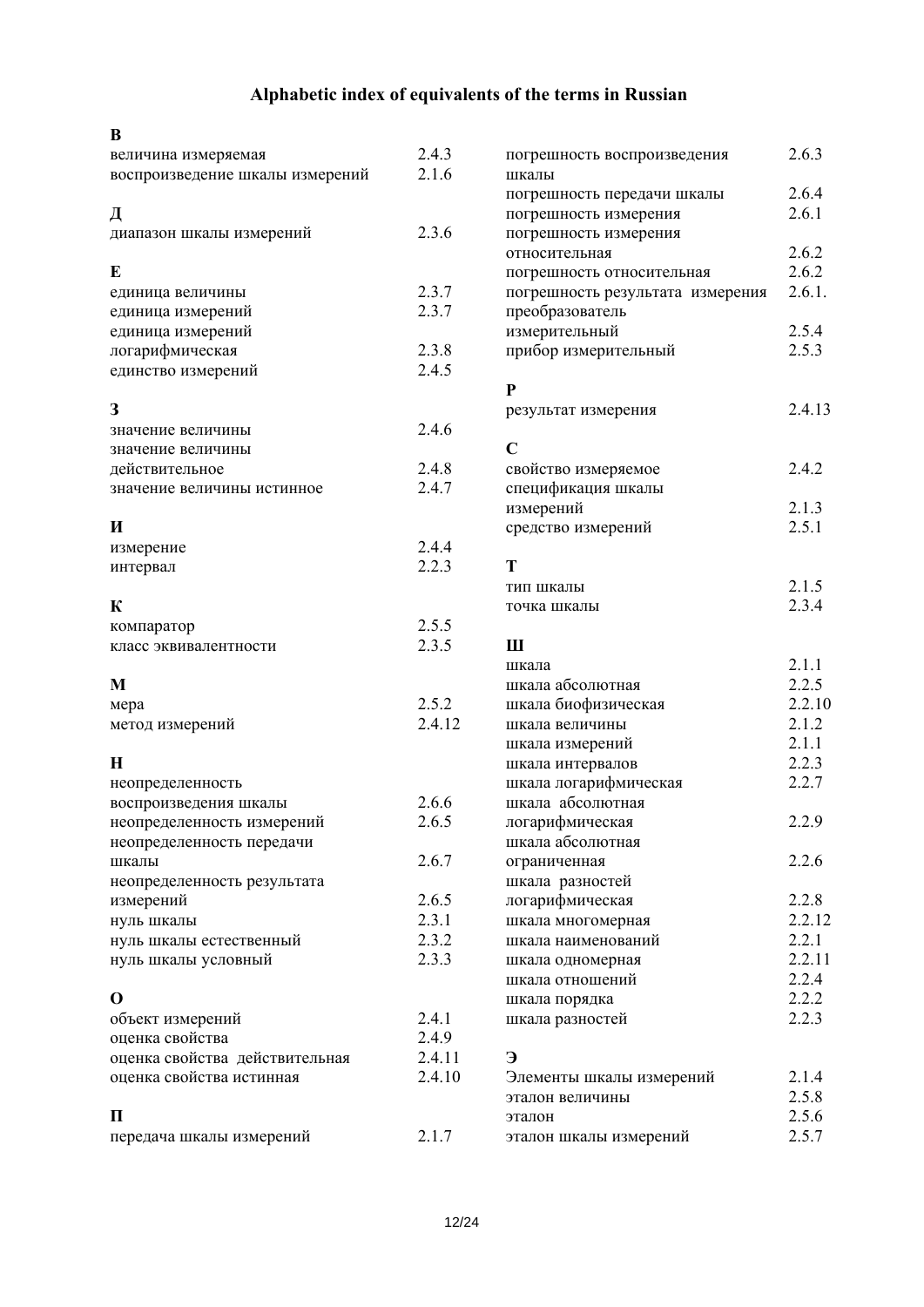# Alphabetic index of equivalents of the terms in Russian

**В**

| | |
|---|---|
| величина измеряемая | 2.4.3 |
| воспроизведение шкалы измерений | 2.1.6 |

**Д**

| | |
|---|---|
| диапазон шкалы измерений | 2.3.6 |

**Е**

| | |
|---|---|
| единица величины | 2.3.7 |
| единица измерений | 2.3.7 |
| единица измерений логарифмическая | 2.3.8 |
| единство измерений | 2.4.5 |

**З**

| | |
|---|---|
| значение величины | 2.4.6 |
| значение величины действительное | 2.4.8 |
| значение величины истинное | 2.4.7 |

**И**

| | |
|---|---|
| измерение | 2.4.4 |
| интервал | 2.2.3 |

**К**

| | |
|---|---|
| компаратор | 2.5.5 |
| класс эквивалентности | 2.3.5 |

**М**

| | |
|---|---|
| мера | 2.5.2 |
| метод измерений | 2.4.12 |

**Н**

| | |
|---|---|
| неопределенность воспроизведения шкалы | 2.6.6 |
| неопределенность измерений | 2.6.5 |
| неопределенность передачи шкалы | 2.6.7 |
| неопределенность результата измерений | 2.6.5 |
| нуль шкалы | 2.3.1 |
| нуль шкалы естественный | 2.3.2 |
| нуль шкалы условный | 2.3.3 |

**О**

| | |
|---|---|
| объект измерений | 2.4.1 |
| оценка свойства | 2.4.9 |
| оценка свойства действительная | 2.4.11 |
| оценка свойства истинная | 2.4.10 |

**П**

| | |
|---|---|
| передача шкалы измерений | 2.1.7 |
| погрешность воспроизведения шкалы | 2.6.3 |
| погрешность передачи шкалы | 2.6.4 |
| погрешность измерения | 2.6.1 |
| погрешность измерения относительная | 2.6.2 |
| погрешность относительная | 2.6.2 |
| погрешность результата измерения | 2.6.1. |
| преобразователь измерительный | 2.5.4 |
| прибор измерительный | 2.5.3 |

**Р**

| | |
|---|---|
| результат измерения | 2.4.13 |

**С**

| | |
|---|---|
| свойство измеряемое | 2.4.2 |
| спецификация шкалы измерений | 2.1.3 |
| средство измерений | 2.5.1 |

**Т**

| | |
|---|---|
| тип шкалы | 2.1.5 |
| точка шкалы | 2.3.4 |

**Ш**

| | |
|---|---|
| шкала | 2.1.1 |
| шкала абсолютная | 2.2.5 |
| шкала биофизическая | 2.2.10 |
| шкала величины | 2.1.2 |
| шкала измерений | 2.1.1 |
| шкала интервалов | 2.2.3 |
| шкала логарифмическая | 2.2.7 |
| шкала абсолютная логарифмическая | 2.2.9 |
| шкала абсолютная ограниченная | 2.2.6 |
| шкала разностей логарифмическая | 2.2.8 |
| шкала многомерная | 2.2.12 |
| шкала наименований | 2.2.1 |
| шкала одномерная | 2.2.11 |
| шкала отношений | 2.2.4 |
| шкала порядка | 2.2.2 |
| шкала разностей | 2.2.3 |

**Э**

| | |
|---|---|
| Элементы шкалы измерений | 2.1.4 |
| эталон величины | 2.5.8 |
| эталон | 2.5.6 |
| эталон шкалы измерений | 2.5.7 |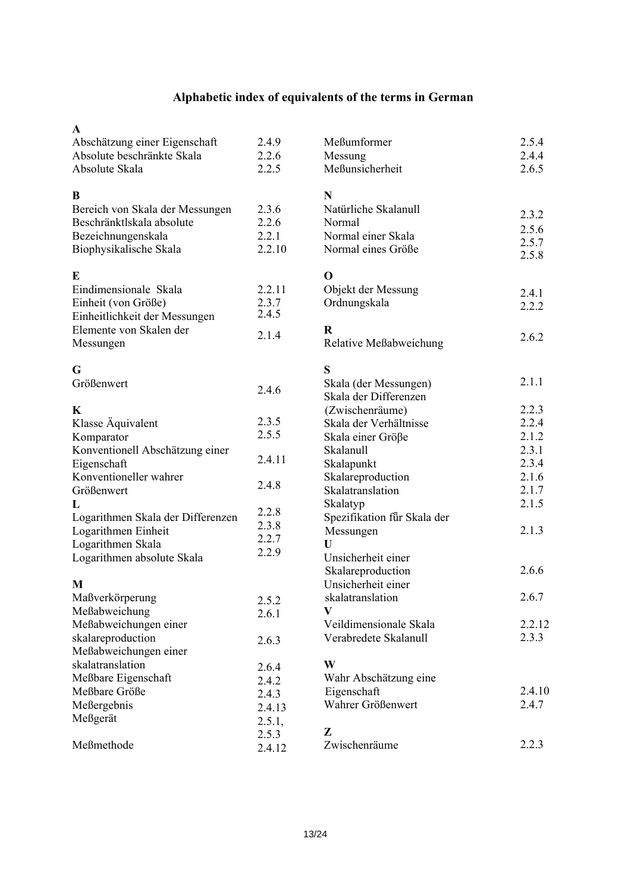# Alphabetic index of equivalents of the terms in German

**A**

| | |
|---|---|
| Abschätzung einer Eigenschaft | 2.4.9 |
| Absolute beschränkte Skala | 2.2.6 |
| Absolute Skala | 2.2.5 |

**B**

| | |
|---|---|
| Bereich von Skala der Messungen | 2.3.6 |
| Beschränktlskala absolute | 2.2.6 |
| Bezeichnungenskala | 2.2.1 |
| Biophysikalische Skala | 2.2.10 |

**E**

| | |
|---|---|
| Eindimensionale Skala | 2.2.11 |
| Einheit (von Größe) | 2.3.7 |
| Einheitlichkeit der Messungen | 2.4.5 |
| Elemente von Skalen der Messungen | 2.1.4 |

**G**

| | |
|---|---|
| Größenwert | 2.4.6 |

**K**

| | |
|---|---|
| Klasse Äquivalent | 2.3.5 |
| Komparator | 2.5.5 |
| Konventionell Abschätzung einer Eigenschaft | 2.4.11 |
| Konventioneller wahrer Größenwert | 2.4.8 |

**L**

| | |
|---|---|
| Logarithmen Skala der Differenzen | 2.2.8 |
| Logarithmen Einheit | 2.3.8 |
| Logarithmen Skala | 2.2.7 |
| Logarithmen absolute Skala | 2.2.9 |

**M**

| | |
|---|---|
| Maßverkörperung | 2.5.2 |
| Meßabweichung | 2.6.1 |
| Meßabweichungen einer skalareproduction | 2.6.3 |
| Meßabweichungen einer skalatranslation | 2.6.4 |
| Meßbare Eigenschaft | 2.4.2 |
| Meßbare Größe | 2.4.3 |
| Meßergebnis | 2.4.13 |
| Meßgerät | 2.5.1, 2.5.3 |
| Meßmethode | 2.4.12 |
| Meßumformer | 2.5.4 |
| Messung | 2.4.4 |
| Meßunsicherheit | 2.6.5 |

**N**

| | |
|---|---|
| Natürliche Skalanull | 2.3.2 |
| Normal | 2.5.6 |
| Normal einer Skala | 2.5.7 |
| Normal eines Größe | 2.5.8 |

**O**

| | |
|---|---|
| Objekt der Messung | 2.4.1 |
| Ordnungskala | 2.2.2 |

**R**

| | |
|---|---|
| Relative Meßabweichung | 2.6.2 |

**S**

| | |
|---|---|
| Skala (der Messungen) | 2.1.1 |
| Skala der Differenzen (Zwischenräume) | 2.2.3 |
| Skala der Verhältnisse | 2.2.4 |
| Skala einer Größe | 2.1.2 |
| Skalanull | 2.3.1 |
| Skalapunkt | 2.3.4 |
| Skalareproduction | 2.1.6 |
| Skalatranslation | 2.1.7 |
| Skalatyp | 2.1.5 |
| Spezifikation für Skala der Messungen | 2.1.3 |

**U**

| | |
|---|---|
| Unsicherheit einer Skalareproduction | 2.6.6 |
| Unsicherheit einer skalatranslation | 2.6.7 |

**V**

| | |
|---|---|
| Veildimensionale Skala | 2.2.12 |
| Verabredete Skalanull | 2.3.3 |

**W**

| | |
|---|---|
| Wahr Abschätzung eine Eigenschaft | 2.4.10 |
| Wahrer Größenwert | 2.4.7 |

**Z**

| | |
|---|---|
| Zwischenräume | 2.2.3 |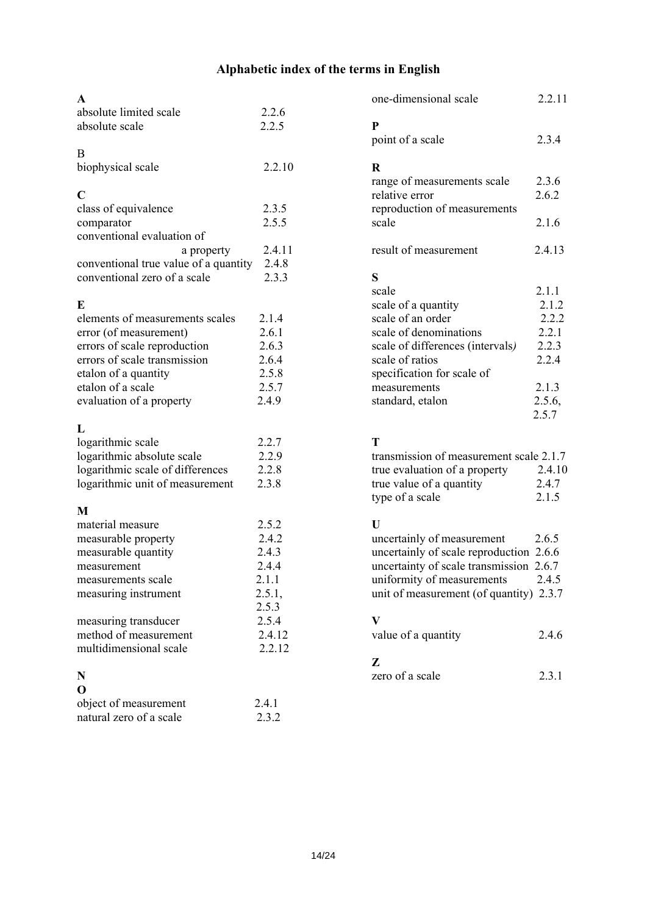## Alphabetic index of the terms in English

**A**

absolute limited scale 2.2.6
absolute scale 2.2.5

B

biophysical scale 2.2.10

**C**

class of equivalence 2.3.5
comparator 2.5.5
conventional evaluation of a property 2.4.11
conventional true value of a quantity 2.4.8
conventional zero of a scale 2.3.3

**E**

elements of measurements scales 2.1.4
error (of measurement) 2.6.1
errors of scale reproduction 2.6.3
errors of scale transmission 2.6.4
etalon of a quantity 2.5.8
etalon of a scale 2.5.7
evaluation of a property 2.4.9

**L**

logarithmic scale 2.2.7
logarithmic absolute scale 2.2.9
logarithmic scale of differences 2.2.8
logarithmic unit of measurement 2.3.8

**M**

material measure 2.5.2
measurable property 2.4.2
measurable quantity 2.4.3
measurement 2.4.4
measurements scale 2.1.1
measuring instrument 2.5.1, 2.5.3
measuring transducer 2.5.4
method of measurement 2.4.12
multidimensional scale 2.2.12

**N**

**O**

object of measurement 2.4.1
natural zero of a scale 2.3.2
one-dimensional scale 2.2.11

**P**

point of a scale 2.3.4

**R**

range of measurements scale 2.3.6
relative error 2.6.2
reproduction of measurements scale 2.1.6

result of measurement 2.4.13

**S**

scale 2.1.1
scale of a quantity 2.1.2
scale of an order 2.2.2
scale of denominations 2.2.1
scale of differences (intervals*)* 2.2.3
scale of ratios 2.2.4
specification for scale of measurements 2.1.3
standard, etalon 2.5.6, 2.5.7

**T**

transmission of measurement scale 2.1.7
true evaluation of a property 2.4.10
true value of a quantity 2.4.7
type of a scale 2.1.5

**U**

uncertainly of measurement 2.6.5
uncertainly of scale reproduction 2.6.6
uncertainty of scale transmission 2.6.7
uniformity of measurements 2.4.5
unit of measurement (of quantity) 2.3.7

**V**

value of a quantity 2.4.6

**Z**

zero of a scale 2.3.1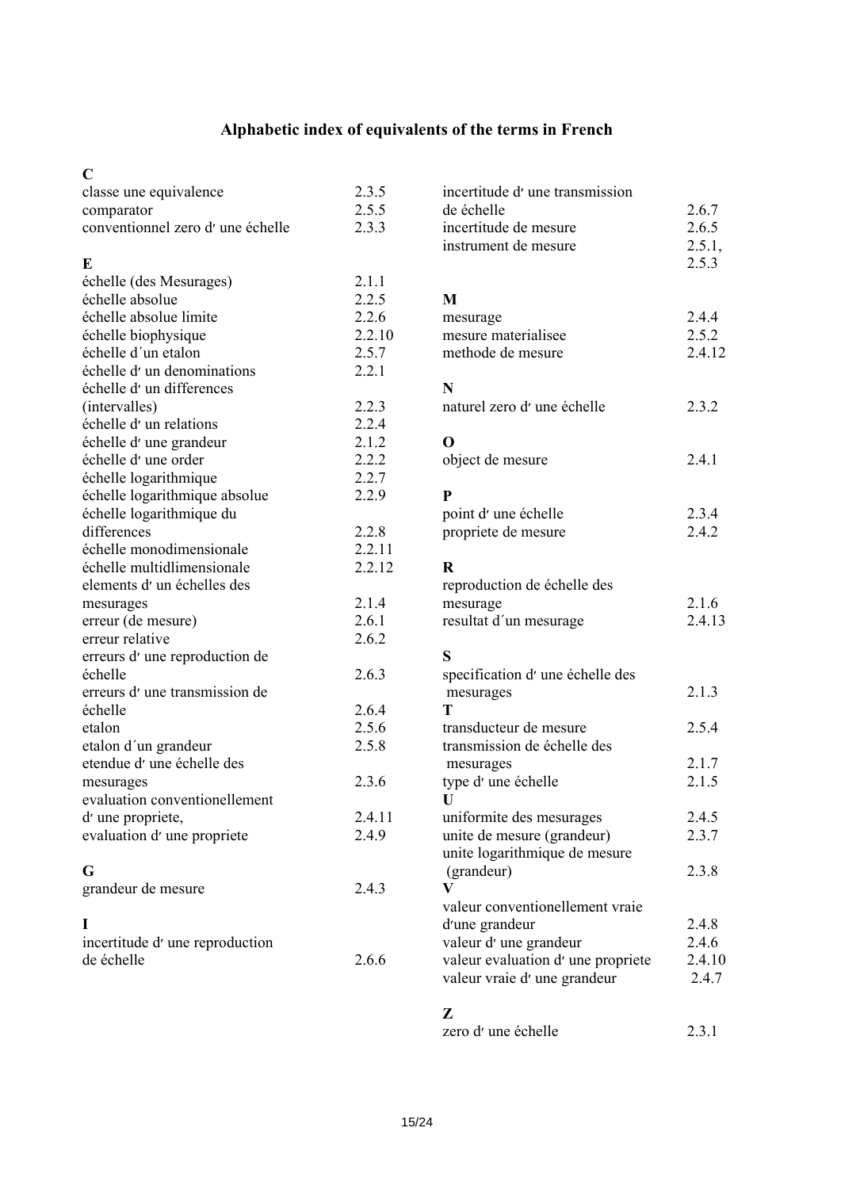# Alphabetic index of equivalents of the terms in French

**C**

| | |
|---|---|
| classe une equivalence | 2.3.5 |
| comparator | 2.5.5 |
| conventionnel zero d′ une échelle | 2.3.3 |

**E**

| | |
|---|---|
| échelle (des Mesurages) | 2.1.1 |
| échelle absolue | 2.2.5 |
| échelle absolue limite | 2.2.6 |
| échelle biophysique | 2.2.10 |
| échelle d´un etalon | 2.5.7 |
| échelle d′ un denominations | 2.2.1 |
| échelle d′ un differences (intervalles) | 2.2.3 |
| échelle d′ un relations | 2.2.4 |
| échelle d′ une grandeur | 2.1.2 |
| échelle d′ une order | 2.2.2 |
| échelle logarithmique | 2.2.7 |
| échelle logarithmique absolue | 2.2.9 |
| échelle logarithmique du differences | 2.2.8 |
| échelle monodimensionale | 2.2.11 |
| échelle multidlimensionale | 2.2.12 |
| elements d′ un échelles des mesurages | 2.1.4 |
| erreur (de mesure) | 2.6.1 |
| erreur relative | 2.6.2 |
| erreurs d′ une reproduction de échelle | 2.6.3 |
| erreurs d′ une transmission de échelle | 2.6.4 |
| etalon | 2.5.6 |
| etalon d´un grandeur | 2.5.8 |
| etendue d′ une échelle des mesurages | 2.3.6 |
| evaluation conventionellement d′ une propriete, | 2.4.11 |
| evaluation d′ une propriete | 2.4.9 |

**G**

| | |
|---|---|
| grandeur de mesure | 2.4.3 |

**I**

| | |
|---|---|
| incertitude d′ une reproduction de échelle | 2.6.6 |
| incertitude d′ une transmission de échelle | 2.6.7 |
| incertitude de mesure | 2.6.5 |
| instrument de mesure | 2.5.1, 2.5.3 |

**M**

| | |
|---|---|
| mesurage | 2.4.4 |
| mesure materialisee | 2.5.2 |
| methode de mesure | 2.4.12 |

**N**

| | |
|---|---|
| naturel zero d′ une échelle | 2.3.2 |

**O**

| | |
|---|---|
| object de mesure | 2.4.1 |

**P**

| | |
|---|---|
| point d′ une échelle | 2.3.4 |
| propriete de mesure | 2.4.2 |

**R**

| | |
|---|---|
| reproduction de échelle des mesurage | 2.1.6 |
| resultat d´un mesurage | 2.4.13 |

**S**

| | |
|---|---|
| specification d′ une échelle des mesurages | 2.1.3 |

**T**

| | |
|---|---|
| transducteur de mesure | 2.5.4 |
| transmission de échelle des mesurages | 2.1.7 |
| type d′ une échelle | 2.1.5 |

**U**

| | |
|---|---|
| uniformite des mesurages | 2.4.5 |
| unite de mesure (grandeur) | 2.3.7 |
| unite logarithmique de mesure (grandeur) | 2.3.8 |

**V**

| | |
|---|---|
| valeur conventionellement vraie d′une grandeur | 2.4.8 |
| valeur d′ une grandeur | 2.4.6 |
| valeur evaluation d′ une propriete | 2.4.10 |
| valeur vraie d′ une grandeur | 2.4.7 |

**Z**

| | |
|---|---|
| zero d′ une échelle | 2.3.1 |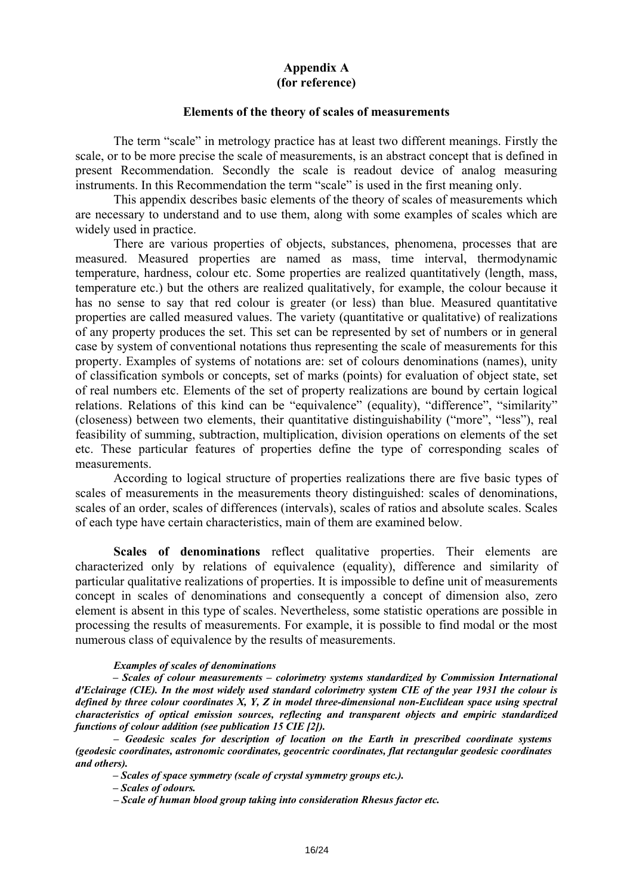## Appendix A
## (for reference)

### Elements of the theory of scales of measurements

The term "scale" in metrology practice has at least two different meanings. Firstly the scale, or to be more precise the scale of measurements, is an abstract concept that is defined in present Recommendation. Secondly the scale is readout device of analog measuring instruments. In this Recommendation the term "scale" is used in the first meaning only.

This appendix describes basic elements of the theory of scales of measurements which are necessary to understand and to use them, along with some examples of scales which are widely used in practice.

There are various properties of objects, substances, phenomena, processes that are measured. Measured properties are named as mass, time interval, thermodynamic temperature, hardness, colour etc. Some properties are realized quantitatively (length, mass, temperature etc.) but the others are realized qualitatively, for example, the colour because it has no sense to say that red colour is greater (or less) than blue. Measured quantitative properties are called measured values. The variety (quantitative or qualitative) of realizations of any property produces the set. This set can be represented by set of numbers or in general case by system of conventional notations thus representing the scale of measurements for this property. Examples of systems of notations are: set of colours denominations (names), unity of classification symbols or concepts, set of marks (points) for evaluation of object state, set of real numbers etc. Elements of the set of property realizations are bound by certain logical relations. Relations of this kind can be "equivalence" (equality), "difference", "similarity" (closeness) between two elements, their quantitative distinguishability ("more", "less"), real feasibility of summing, subtraction, multiplication, division operations on elements of the set etc. These particular features of properties define the type of corresponding scales of measurements.

According to logical structure of properties realizations there are five basic types of scales of measurements in the measurements theory distinguished: scales of denominations, scales of an order, scales of differences (intervals), scales of ratios and absolute scales. Scales of each type have certain characteristics, main of them are examined below.

**Scales of denominations** reflect qualitative properties. Their elements are characterized only by relations of equivalence (equality), difference and similarity of particular qualitative realizations of properties. It is impossible to define unit of measurements concept in scales of denominations and consequently a concept of dimension also, zero element is absent in this type of scales. Nevertheless, some statistic operations are possible in processing the results of measurements. For example, it is possible to find modal or the most numerous class of equivalence by the results of measurements.

***Examples of scales of denominations***

***– Scales of colour measurements – colorimetry systems standardized by Commission International d'Eclairage (CIE). In the most widely used standard colorimetry system CIE of the year 1931 the colour is defined by three colour coordinates X, Y, Z in model three-dimensional non-Euclidean space using spectral characteristics of optical emission sources, reflecting and transparent objects and empiric standardized functions of colour addition (see publication 15 CIE [2]).***

***– Geodesic scales for description of location on the Earth in prescribed coordinate systems (geodesic coordinates, astronomic coordinates, geocentric coordinates, flat rectangular geodesic coordinates and others).***

***– Scales of space symmetry (scale of crystal symmetry groups etc.).***

***– Scales of odours.***

***– Scale of human blood group taking into consideration Rhesus factor etc.***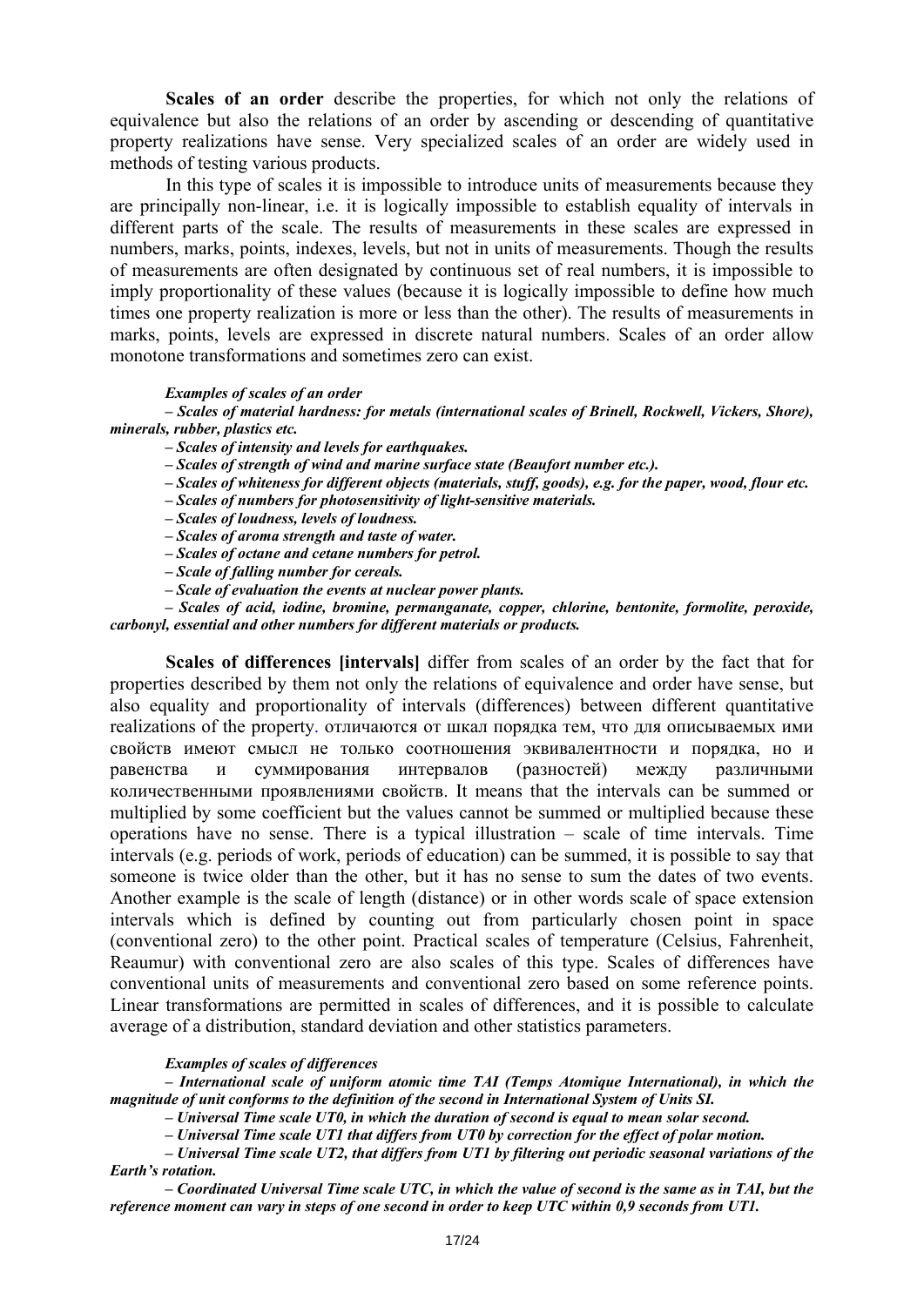**Scales of an order** describe the properties, for which not only the relations of equivalence but also the relations of an order by ascending or descending of quantitative property realizations have sense. Very specialized scales of an order are widely used in methods of testing various products.

In this type of scales it is impossible to introduce units of measurements because they are principally non-linear, i.e. it is logically impossible to establish equality of intervals in different parts of the scale. The results of measurements in these scales are expressed in numbers, marks, points, indexes, levels, but not in units of measurements. Though the results of measurements are often designated by continuous set of real numbers, it is impossible to imply proportionality of these values (because it is logically impossible to define how much times one property realization is more or less than the other). The results of measurements in marks, points, levels are expressed in discrete natural numbers. Scales of an order allow monotone transformations and sometimes zero can exist.

***Examples of scales of an order***

***– Scales of material hardness: for metals (international scales of Brinell, Rockwell, Vickers, Shore), minerals, rubber, plastics etc.***

***– Scales of intensity and levels for earthquakes.***

***– Scales of strength of wind and marine surface state (Beaufort number etc.).***

***– Scales of whiteness for different objects (materials, stuff, goods), e.g. for the paper, wood, flour etc.***

***– Scales of numbers for photosensitivity of light-sensitive materials.***

***– Scales of loudness, levels of loudness.***

***– Scales of aroma strength and taste of water.***

***– Scales of octane and cetane numbers for petrol.***

***– Scale of falling number for cereals.***

***– Scale of evaluation the events at nuclear power plants.***

***– Scales of acid, iodine, bromine, permanganate, copper, chlorine, bentonite, formolite, peroxide, carbonyl, essential and other numbers for different materials or products.***

**Scales of differences [intervals]** differ from scales of an order by the fact that for properties described by them not only the relations of equivalence and order have sense, but also equality and proportionality of intervals (differences) between different quantitative realizations of the property. отличаются от шкал порядка тем, что для описываемых ими свойств имеют смысл не только соотношения эквивалентности и порядка, но и равенства и суммирования интервалов (разностей) между различными количественными проявлениями свойств. It means that the intervals can be summed or multiplied by some coefficient but the values cannot be summed or multiplied because these operations have no sense. There is a typical illustration – scale of time intervals. Time intervals (e.g. periods of work, periods of education) can be summed, it is possible to say that someone is twice older than the other, but it has no sense to sum the dates of two events. Another example is the scale of length (distance) or in other words scale of space extension intervals which is defined by counting out from particularly chosen point in space (conventional zero) to the other point. Practical scales of temperature (Celsius, Fahrenheit, Reaumur) with conventional zero are also scales of this type. Scales of differences have conventional units of measurements and conventional zero based on some reference points. Linear transformations are permitted in scales of differences, and it is possible to calculate average of a distribution, standard deviation and other statistics parameters.

***Examples of scales of differences***

***– International scale of uniform atomic time TAI (Temps Atomique International), in which the magnitude of unit conforms to the definition of the second in International System of Units SI.***

***– Universal Time scale UT0, in which the duration of second is equal to mean solar second.***

***– Universal Time scale UT1 that differs from UT0 by correction for the effect of polar motion.***

***– Universal Time scale UT2, that differs from UT1 by filtering out periodic seasonal variations of the Earth's rotation.***

***– Coordinated Universal Time scale UTC, in which the value of second is the same as in TAI, but the reference moment can vary in steps of one second in order to keep UTC within 0,9 seconds from UT1.***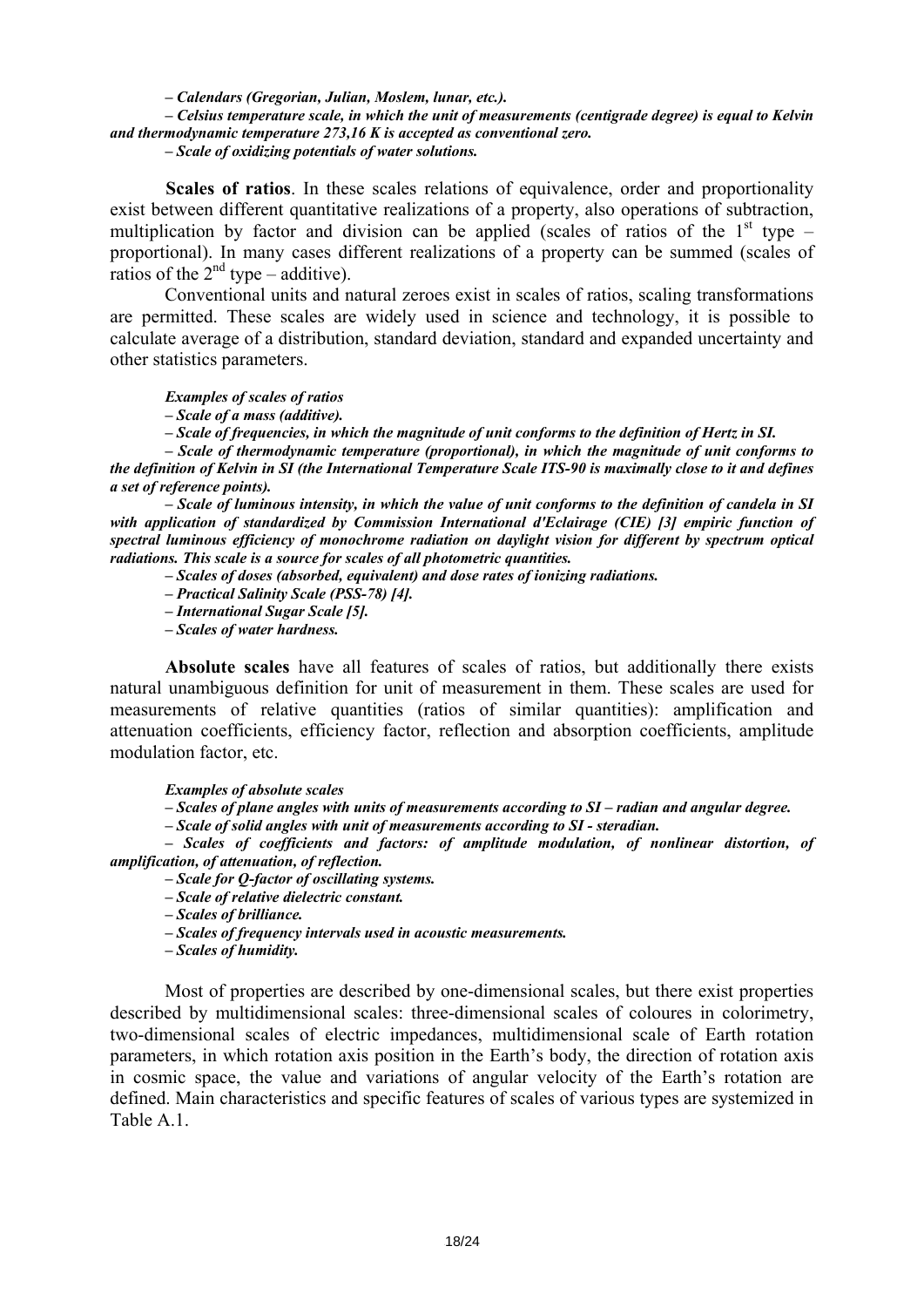*– Calendars (Gregorian, Julian, Moslem, lunar, etc.).*

*– Celsius temperature scale, in which the unit of measurements (centigrade degree) is equal to Kelvin and thermodynamic temperature 273,16 K is accepted as conventional zero.*

*– Scale of oxidizing potentials of water solutions.*

**Scales of ratios**. In these scales relations of equivalence, order and proportionality exist between different quantitative realizations of a property, also operations of subtraction, multiplication by factor and division can be applied (scales of ratios of the 1st type – proportional). In many cases different realizations of a property can be summed (scales of ratios of the 2nd type – additive).

Conventional units and natural zeroes exist in scales of ratios, scaling transformations are permitted. These scales are widely used in science and technology, it is possible to calculate average of a distribution, standard deviation, standard and expanded uncertainty and other statistics parameters.

***Examples of scales of ratios***

*– Scale of a mass (additive).*

*– Scale of frequencies, in which the magnitude of unit conforms to the definition of Hertz in SI.*

*– Scale of thermodynamic temperature (proportional), in which the magnitude of unit conforms to the definition of Kelvin in SI (the International Temperature Scale ITS-90 is maximally close to it and defines a set of reference points).*

*– Scale of luminous intensity, in which the value of unit conforms to the definition of candela in SI with application of standardized by Commission International d'Eclairage (CIE) [3] empiric function of spectral luminous efficiency of monochrome radiation on daylight vision for different by spectrum optical radiations. This scale is a source for scales of all photometric quantities.*

*– Scales of doses (absorbed, equivalent) and dose rates of ionizing radiations.*

*– Practical Salinity Scale (PSS-78) [4].*

*– International Sugar Scale [5].*

*– Scales of water hardness.*

**Absolute scales** have all features of scales of ratios, but additionally there exists natural unambiguous definition for unit of measurement in them. These scales are used for measurements of relative quantities (ratios of similar quantities): amplification and attenuation coefficients, efficiency factor, reflection and absorption coefficients, amplitude modulation factor, etc.

***Examples of absolute scales***

*– Scales of plane angles with units of measurements according to SI – radian and angular degree.*

*– Scale of solid angles with unit of measurements according to SI - steradian.*

*– Scales of coefficients and factors: of amplitude modulation, of nonlinear distortion, of amplification, of attenuation, of reflection.*

*– Scale for Q-factor of oscillating systems.*

*– Scale of relative dielectric constant.*

*– Scales of brilliance.*

*– Scales of frequency intervals used in acoustic measurements.*

*– Scales of humidity.*

Most of properties are described by one-dimensional scales, but there exist properties described by multidimensional scales: three-dimensional scales of coloures in colorimetry, two-dimensional scales of electric impedances, multidimensional scale of Earth rotation parameters, in which rotation axis position in the Earth's body, the direction of rotation axis in cosmic space, the value and variations of angular velocity of the Earth's rotation are defined. Main characteristics and specific features of scales of various types are systemized in Table A.1.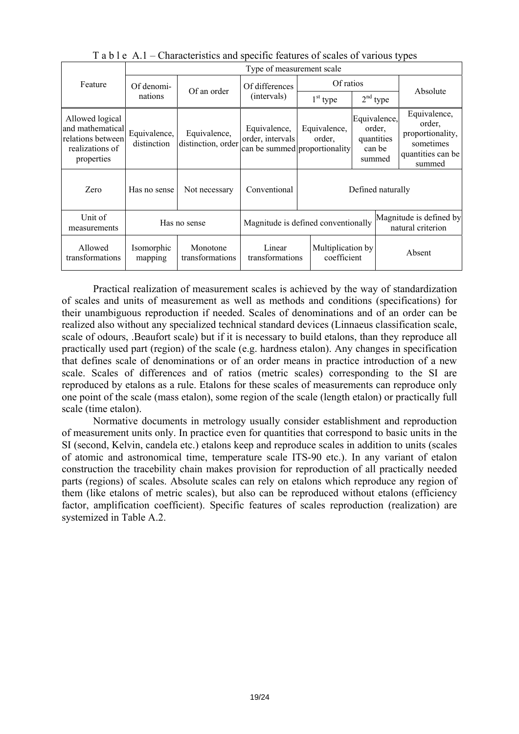T a b l e A.1 – Characteristics and specific features of scales of various types

| Feature | Type of measurement scale | | | | | |
|---|---|---|---|---|---|---|
| | Of denominations | Of an order | Of differences (intervals) | Of ratios | | Absolute |
| | | | | $1^{st}$ type | $2^{nd}$ type | |
| Allowed logical and mathematical relations between realizations of properties | Equivalence, distinction | Equivalence, distinction, order | Equivalence, order, intervals can be summed | Equivalence, order, proportionality | Equivalence, order, quantities can be summed | Equivalence, order, proportionality, sometimes quantities can be summed |
| Zero | Has no sense | Not necessary | Conventional | Defined naturally | | |
| Unit of measurements | Has no sense | | Magnitude is defined conventionally | | | Magnitude is defined by natural criterion |
| Allowed transformations | Isomorphic mapping | Monotone transformations | Linear transformations | Multiplication by coefficient | | Absent |

Practical realization of measurement scales is achieved by the way of standardization of scales and units of measurement as well as methods and conditions (specifications) for their unambiguous reproduction if needed. Scales of denominations and of an order can be realized also without any specialized technical standard devices (Linnaeus classification scale, scale of odours, .Beaufort scale) but if it is necessary to build etalons, than they reproduce all practically used part (region) of the scale (e.g. hardness etalon). Any changes in specification that defines scale of denominations or of an order means in practice introduction of a new scale. Scales of differences and of ratios (metric scales) corresponding to the SI are reproduced by etalons as a rule. Etalons for these scales of measurements can reproduce only one point of the scale (mass etalon), some region of the scale (length etalon) or practically full scale (time etalon).

Normative documents in metrology usually consider establishment and reproduction of measurement units only. In practice even for quantities that correspond to basic units in the SI (second, Kelvin, candela etc.) etalons keep and reproduce scales in addition to units (scales of atomic and astronomical time, temperature scale ITS-90 etc.). In any variant of etalon construction the tracebility chain makes provision for reproduction of all practically needed parts (regions) of scales. Absolute scales can rely on etalons which reproduce any region of them (like etalons of metric scales), but also can be reproduced without etalons (efficiency factor, amplification coefficient). Specific features of scales reproduction (realization) are systemized in Table A.2.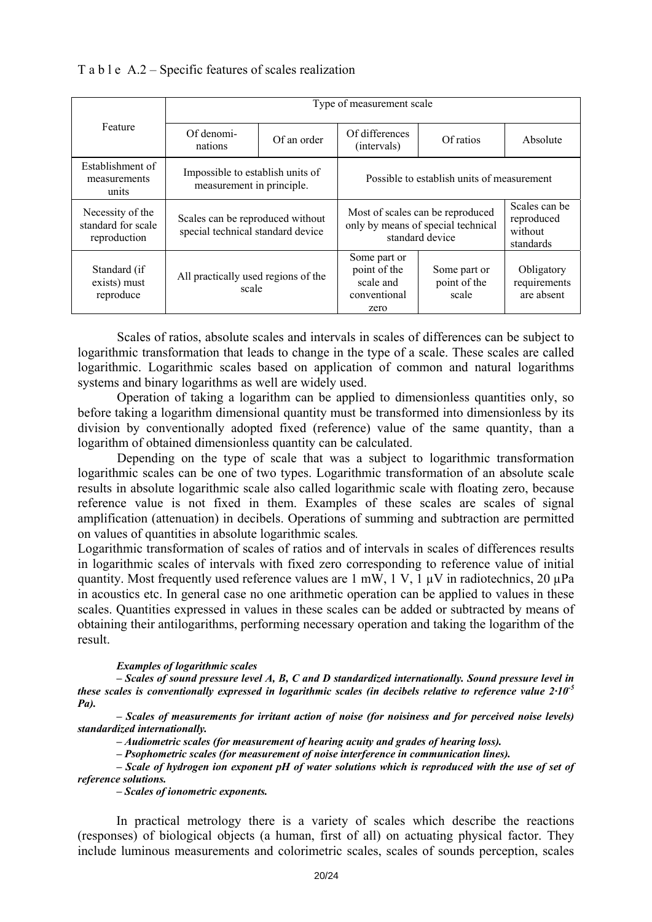T a b l e A.2 – Specific features of scales realization

| Feature | Type of measurement scale | | | | |
|---|---|---|---|---|---|
| | Of denominations | Of an order | Of differences (intervals) | Of ratios | Absolute |
| Establishment of measurements units | Impossible to establish units of measurement in principle. | | Possible to establish units of measurement | | |
| Necessity of the standard for scale reproduction | Scales can be reproduced without special technical standard device | | Most of scales can be reproduced only by means of special technical standard device | | Scales can be reproduced without standards |
| Standard (if exists) must reproduce | All practically used regions of the scale | | Some part or point of the scale and conventional zero | Some part or point of the scale | Obligatory requirements are absent |

Scales of ratios, absolute scales and intervals in scales of differences can be subject to logarithmic transformation that leads to change in the type of a scale. These scales are called logarithmic. Logarithmic scales based on application of common and natural logarithms systems and binary logarithms as well are widely used.

Operation of taking a logarithm can be applied to dimensionless quantities only, so before taking a logarithm dimensional quantity must be transformed into dimensionless by its division by conventionally adopted fixed (reference) value of the same quantity, than a logarithm of obtained dimensionless quantity can be calculated.

Depending on the type of scale that was a subject to logarithmic transformation logarithmic scales can be one of two types. Logarithmic transformation of an absolute scale results in absolute logarithmic scale also called logarithmic scale with floating zero, because reference value is not fixed in them. Examples of these scales are scales of signal amplification (attenuation) in decibels. Operations of summing and subtraction are permitted on values of quantities in absolute logarithmic scales.

Logarithmic transformation of scales of ratios and of intervals in scales of differences results in logarithmic scales of intervals with fixed zero corresponding to reference value of initial quantity. Most frequently used reference values are 1 mW, 1 V, 1 µV in radiotechnics, 20 µPa in acoustics etc. In general case no one arithmetic operation can be applied to values in these scales. Quantities expressed in values in these scales can be added or subtracted by means of obtaining their antilogarithms, performing necessary operation and taking the logarithm of the result.

***Examples of logarithmic scales***

***– Scales of sound pressure level A, B, C and D standardized internationally. Sound pressure level in these scales is conventionally expressed in logarithmic scales (in decibels relative to reference value $2{\cdot}10^{-5}$ Pa).***

***– Scales of measurements for irritant action of noise (for noisiness and for perceived noise levels) standardized internationally.***

***– Audiometric scales (for measurement of hearing acuity and grades of hearing loss).***

***– Psophometric scales (for measurement of noise interference in communication lines).***

***– Scale of hydrogen ion exponent pH of water solutions which is reproduced with the use of set of reference solutions.***

***– Scales of ionometric exponents.***

In practical metrology there is a variety of scales which describe the reactions (responses) of biological objects (a human, first of all) on actuating physical factor. They include luminous measurements and colorimetric scales, scales of sounds perception, scales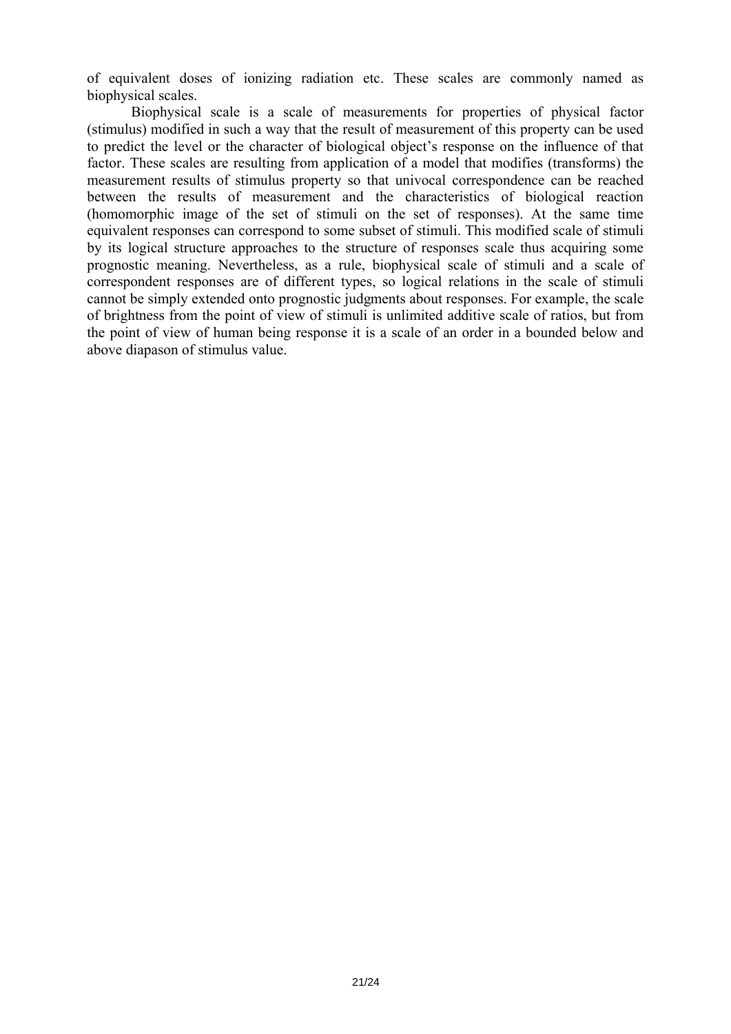of equivalent doses of ionizing radiation etc. These scales are commonly named as biophysical scales.

Biophysical scale is a scale of measurements for properties of physical factor (stimulus) modified in such a way that the result of measurement of this property can be used to predict the level or the character of biological object's response on the influence of that factor. These scales are resulting from application of a model that modifies (transforms) the measurement results of stimulus property so that univocal correspondence can be reached between the results of measurement and the characteristics of biological reaction (homomorphic image of the set of stimuli on the set of responses). At the same time equivalent responses can correspond to some subset of stimuli. This modified scale of stimuli by its logical structure approaches to the structure of responses scale thus acquiring some prognostic meaning. Nevertheless, as a rule, biophysical scale of stimuli and a scale of correspondent responses are of different types, so logical relations in the scale of stimuli cannot be simply extended onto prognostic judgments about responses. For example, the scale of brightness from the point of view of stimuli is unlimited additive scale of ratios, but from the point of view of human being response it is a scale of an order in a bounded below and above diapason of stimulus value.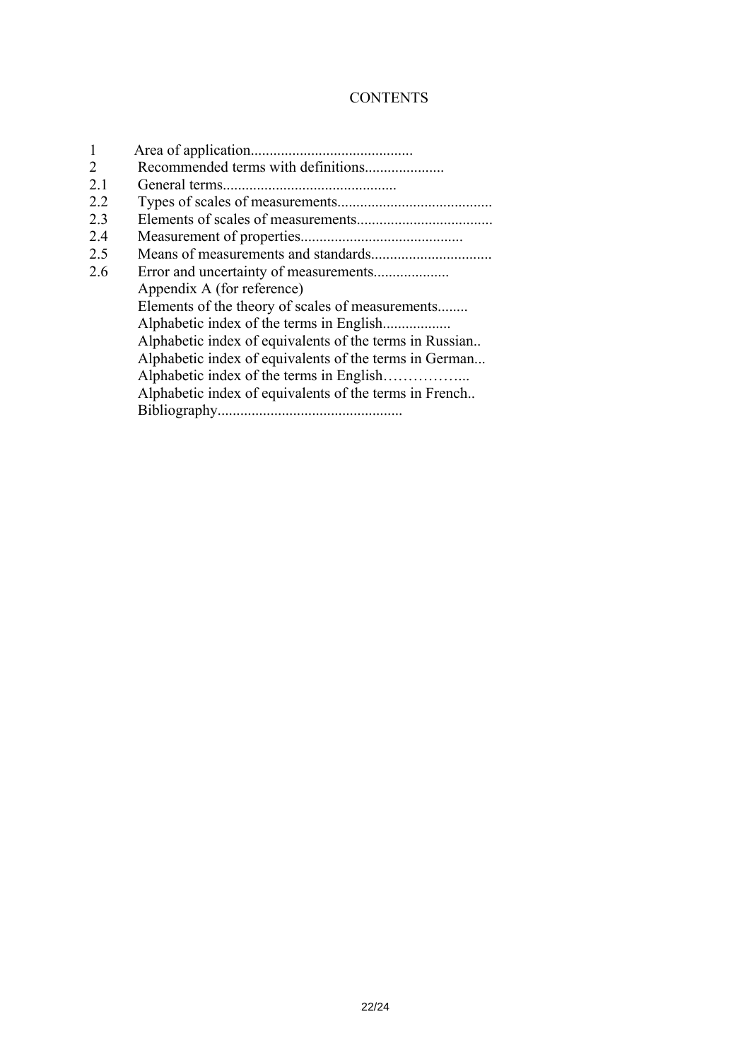# CONTENTS

1 Area of application..........................................
2 Recommended terms with definitions.....................
2.1 General terms.............................................
2.2 Types of scales of measurements.........................................
2.3 Elements of scales of measurements...................................
2.4 Measurement of properties..........................................
2.5 Means of measurements and standards................................
2.6 Error and uncertainty of measurements....................
Appendix A (for reference)
Elements of the theory of scales of measurements........
Alphabetic index of the terms in English..................
Alphabetic index of equivalents of the terms in Russian..
Alphabetic index of equivalents of the terms in German...
Alphabetic index of the terms in English……………...
Alphabetic index of equivalents of the terms in French..
Bibliography................................................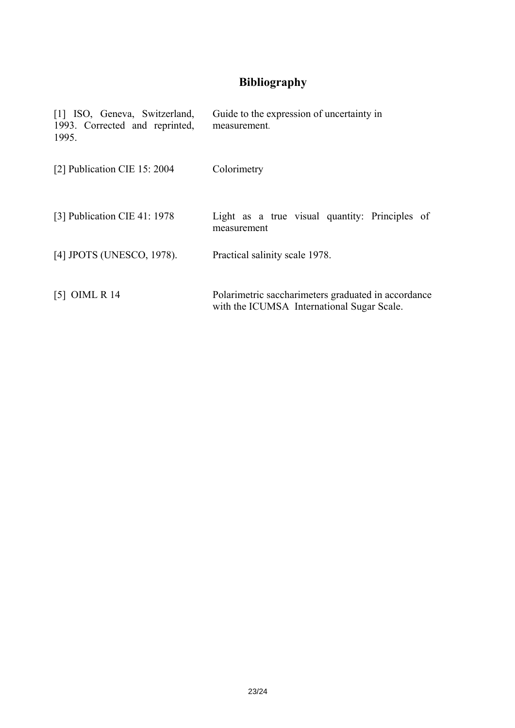# Bibliography

| | |
|---|---|
| [1] ISO, Geneva, Switzerland, 1993. Corrected and reprinted, 1995. | Guide to the expression of uncertainty in measurement. |
| [2] Publication CIE 15: 2004 | Colorimetry |
| [3] Publication CIE 41: 1978 | Light as a true visual quantity: Principles of measurement |
| [4] JPOTS (UNESCO, 1978). | Practical salinity scale 1978. |
| [5] OIML R 14 | Polarimetric saccharimeters graduated in accordance with the ICUMSA International Sugar Scale. |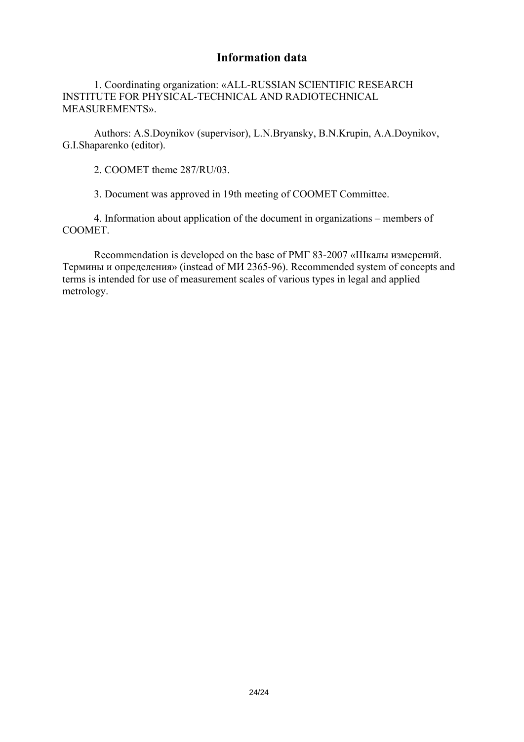## Information data

1. Coordinating organization: «ALL-RUSSIAN SCIENTIFIC RESEARCH INSTITUTE FOR PHYSICAL-TECHNICAL AND RADIOTECHNICAL MEASUREMENTS».

Authors: A.S.Doynikov (supervisor), L.N.Bryansky, B.N.Krupin, A.A.Doynikov, G.I.Shaparenko (editor).

2. COOMET theme 287/RU/03.

3. Document was approved in 19th meeting of COOMET Committee.

4. Information about application of the document in organizations – members of COOMET.

Recommendation is developed on the base of РМГ 83-2007 «Шкалы измерений. Термины и определения» (instead of МИ 2365-96). Recommended system of concepts and terms is intended for use of measurement scales of various types in legal and applied metrology.